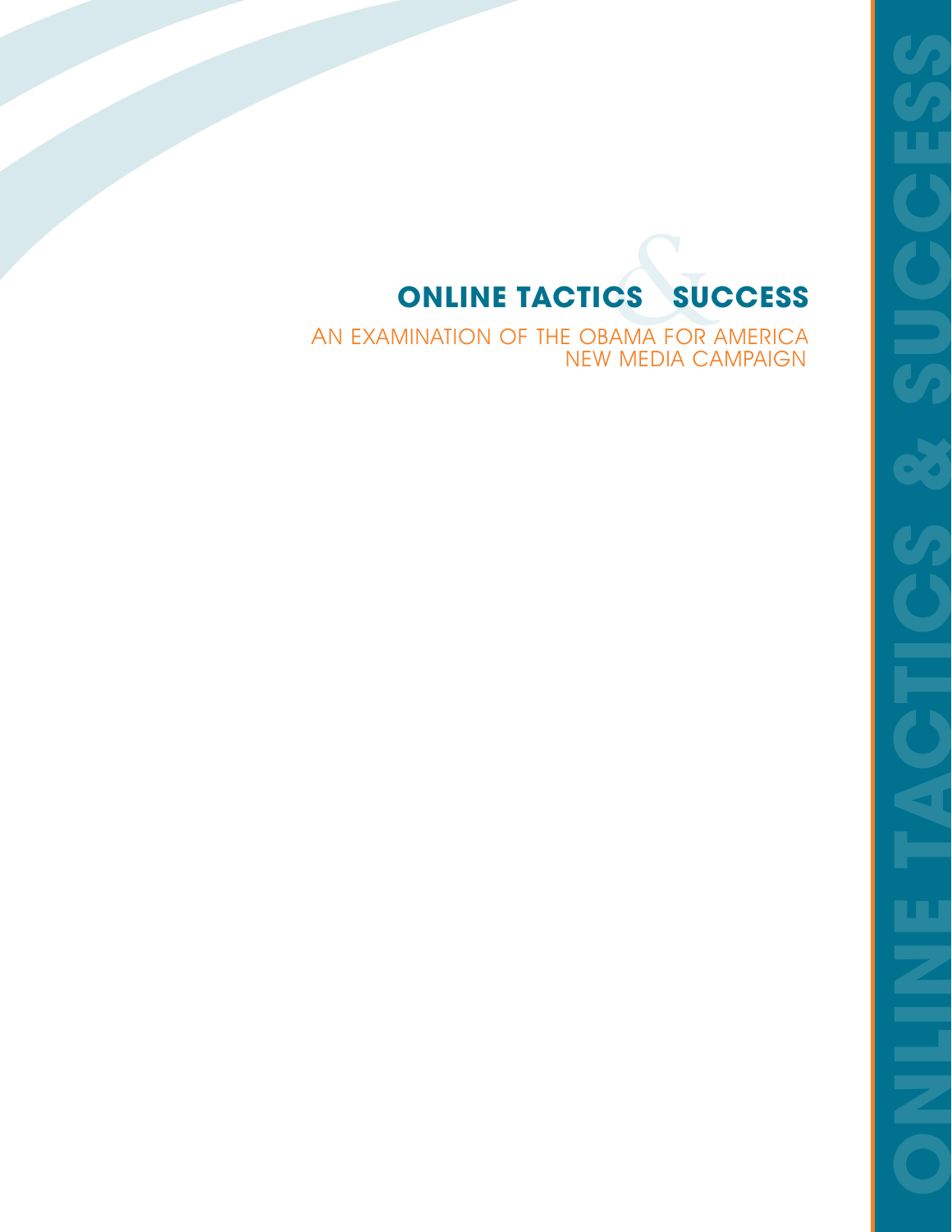# ONLINE TACTICS & SUCCESS

AN EXAMINATION OF THE OBAMA FOR AMERICA NEW MEDIA CAMPAIGN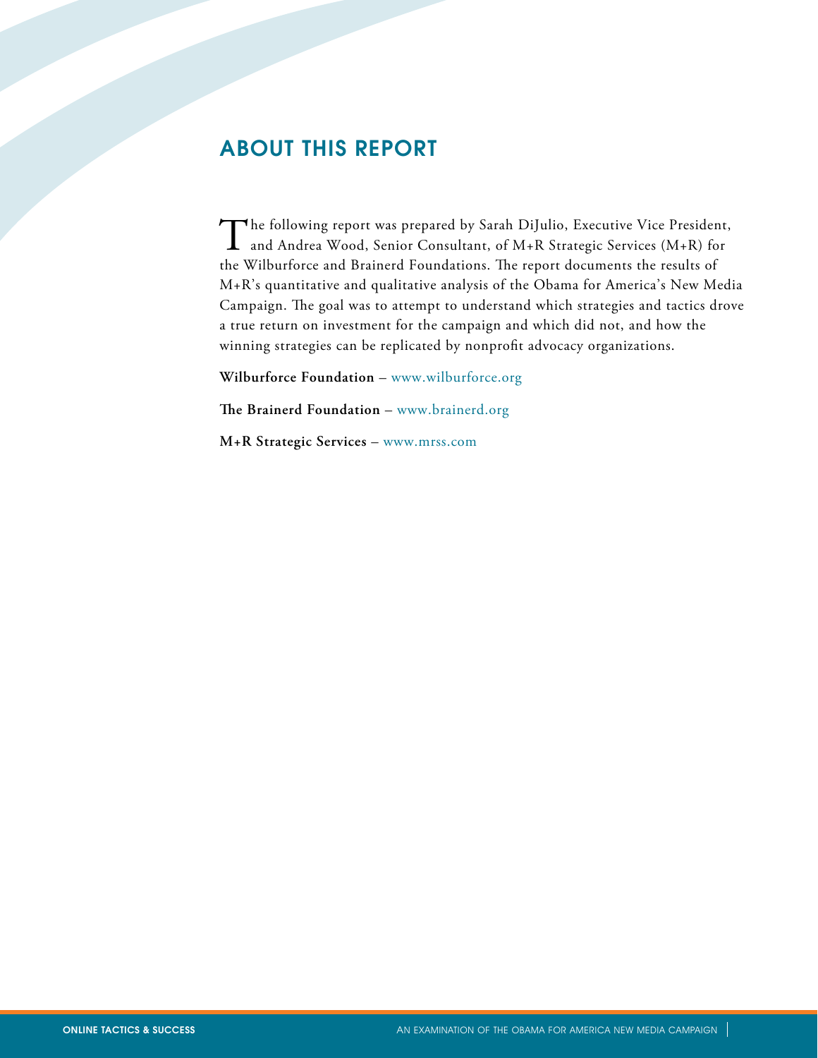## ABOUT THIS REPORT

The following report was prepared by Sarah DiJulio, Executive Vice President, and Andrea Wood, Senior Consultant, of M+R Strategic Services (M+R) for the Wilburforce and Brainerd Foundations. The report documents the results of M+R's quantitative and qualitative analysis of the Obama for America's New Media Campaign. The goal was to attempt to understand which strategies and tactics drove a true return on investment for the campaign and which did not, and how the winning strategies can be replicated by nonprofit advocacy organizations.

**Wilburforce Foundation** – www.wilburforce.org

**The Brainerd Foundation** – www.brainerd.org

**M+R Strategic Services** – www.mrss.com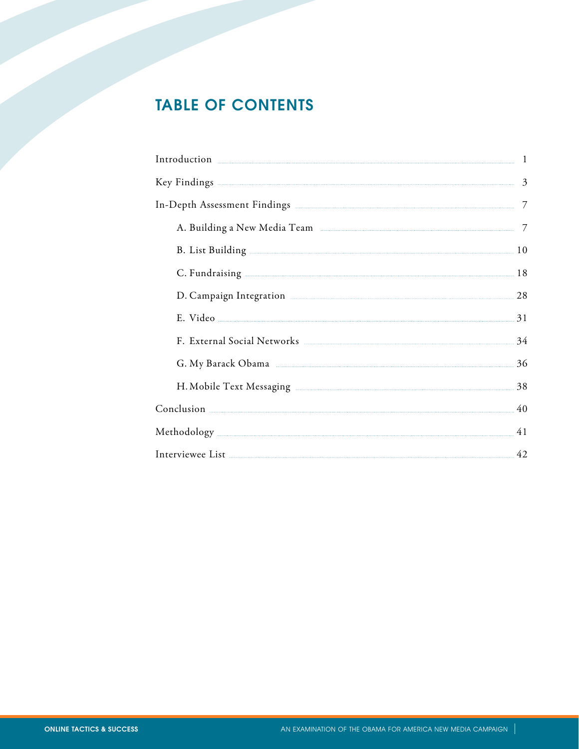# TABLE OF CONTENTS

Introduction ........................................................ 1

Key Findings ........................................................ 3

In-Depth Assessment Findings ........................................................ 7

- A. Building a New Media Team ........................................................ 7
- B. List Building ........................................................ 10
- C. Fundraising ........................................................ 18
- D. Campaign Integration ........................................................ 28
- E. Video ........................................................ 31
- F. External Social Networks ........................................................ 34
- G. My Barack Obama ........................................................ 36
- H. Mobile Text Messaging ........................................................ 38

Conclusion ........................................................ 40

Methodology ........................................................ 41

Interviewee List ........................................................ 42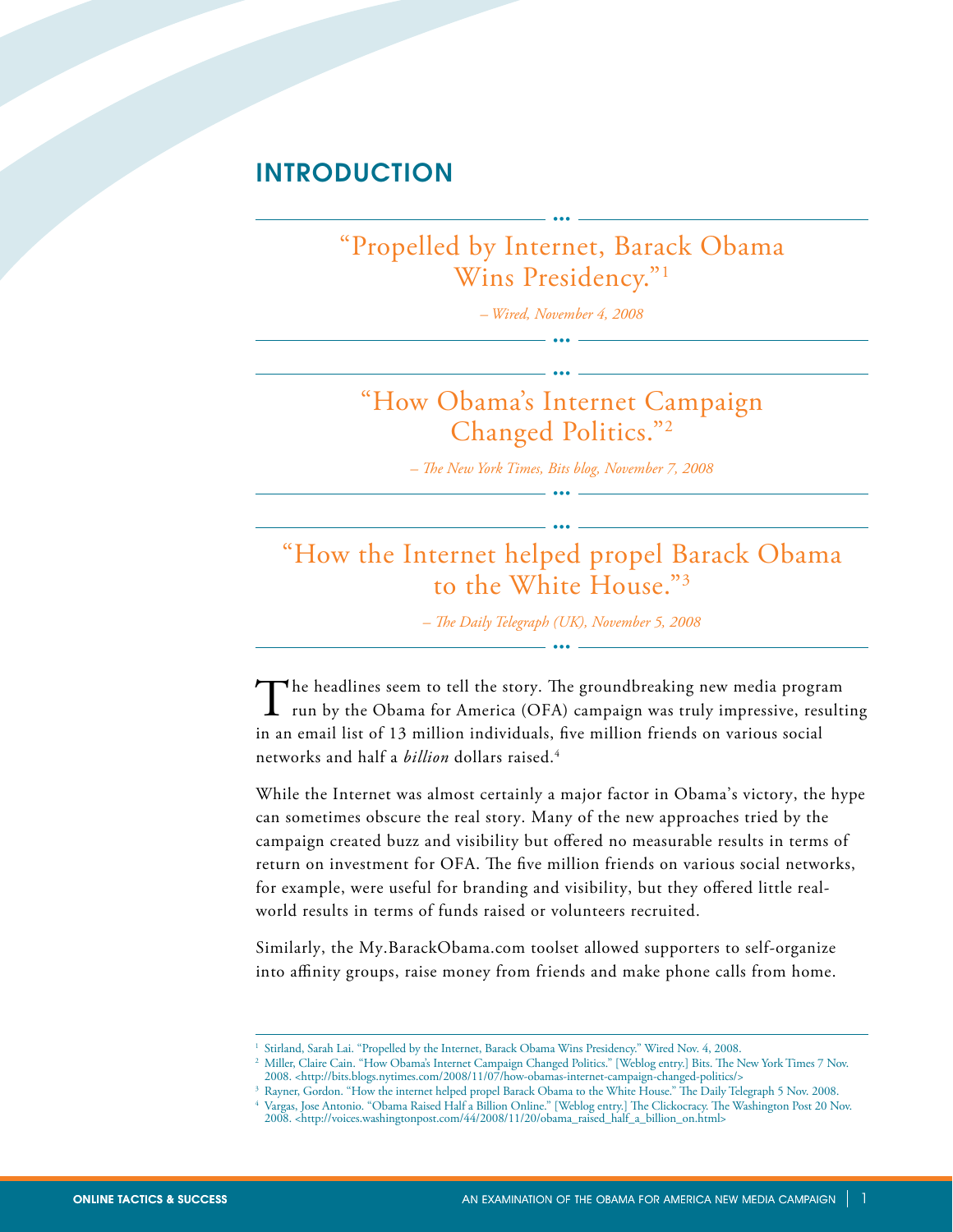## INTRODUCTION

> "Propelled by Internet, Barack Obama Wins Presidency."[1]
>
> *– Wired, November 4, 2008*

> "How Obama's Internet Campaign Changed Politics."[2]
>
> *– The New York Times, Bits blog, November 7, 2008*

> "How the Internet helped propel Barack Obama to the White House."[3]
>
> *– The Daily Telegraph (UK), November 5, 2008*

The headlines seem to tell the story. The groundbreaking new media program run by the Obama for America (OFA) campaign was truly impressive, resulting in an email list of 13 million individuals, five million friends on various social networks and half a *billion* dollars raised.[4]

While the Internet was almost certainly a major factor in Obama's victory, the hype can sometimes obscure the real story. Many of the new approaches tried by the campaign created buzz and visibility but offered no measurable results in terms of return on investment for OFA. The five million friends on various social networks, for example, were useful for branding and visibility, but they offered little real-world results in terms of funds raised or volunteers recruited.

Similarly, the My.BarackObama.com toolset allowed supporters to self-organize into affinity groups, raise money from friends and make phone calls from home.

---

[1] Stirland, Sarah Lai. "Propelled by the Internet, Barack Obama Wins Presidency." Wired Nov. 4, 2008.

[2] Miller, Claire Cain. "How Obama's Internet Campaign Changed Politics." [Weblog entry.] Bits. The New York Times 7 Nov. 2008. <http://bits.blogs.nytimes.com/2008/11/07/how-obamas-internet-campaign-changed-politics/>

[3] Rayner, Gordon. "How the internet helped propel Barack Obama to the White House." The Daily Telegraph 5 Nov. 2008.

[4] Vargas, Jose Antonio. "Obama Raised Half a Billion Online." [Weblog entry.] The Clickocracy. The Washington Post 20 Nov. 2008. <http://voices.washingtonpost.com/44/2008/11/20/obama_raised_half_a_billion_on.html>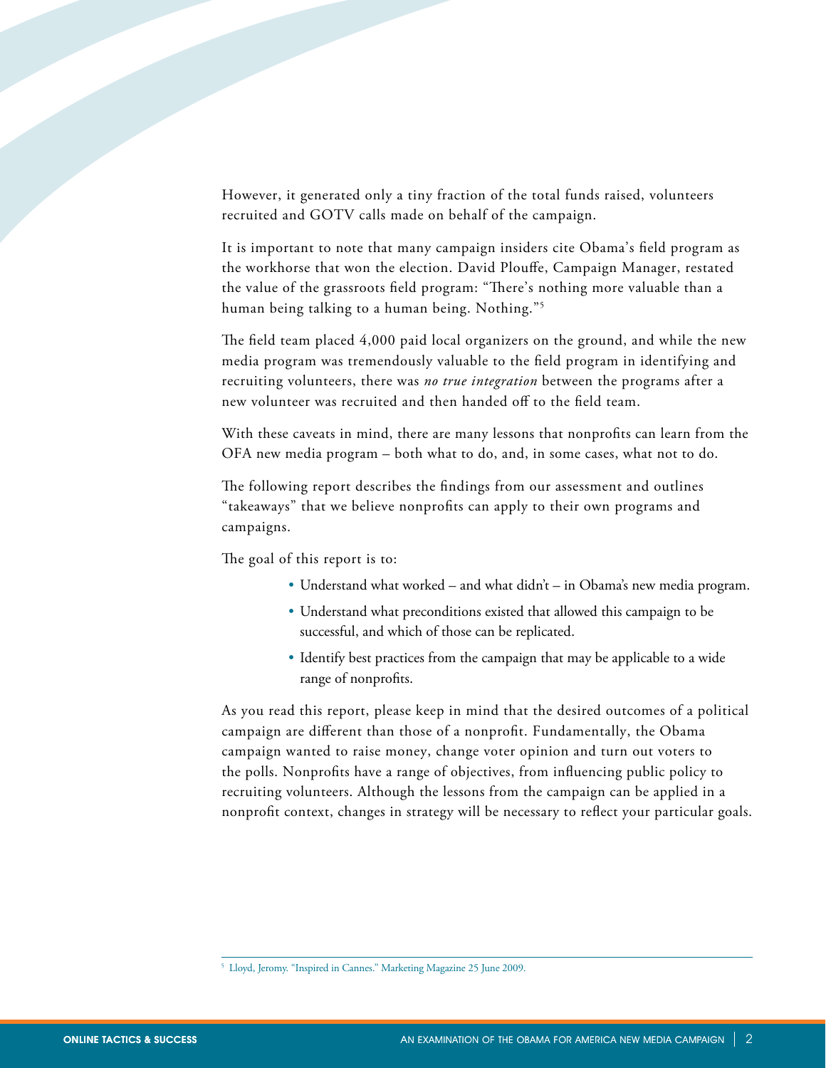However, it generated only a tiny fraction of the total funds raised, volunteers recruited and GOTV calls made on behalf of the campaign.

It is important to note that many campaign insiders cite Obama's field program as the workhorse that won the election. David Plouffe, Campaign Manager, restated the value of the grassroots field program: "There's nothing more valuable than a human being talking to a human being. Nothing."[5]

The field team placed 4,000 paid local organizers on the ground, and while the new media program was tremendously valuable to the field program in identifying and recruiting volunteers, there was *no true integration* between the programs after a new volunteer was recruited and then handed off to the field team.

With these caveats in mind, there are many lessons that nonprofits can learn from the OFA new media program – both what to do, and, in some cases, what not to do.

The following report describes the findings from our assessment and outlines "takeaways" that we believe nonprofits can apply to their own programs and campaigns.

The goal of this report is to:

- Understand what worked – and what didn't – in Obama's new media program.
- Understand what preconditions existed that allowed this campaign to be successful, and which of those can be replicated.
- Identify best practices from the campaign that may be applicable to a wide range of nonprofits.

As you read this report, please keep in mind that the desired outcomes of a political campaign are different than those of a nonprofit. Fundamentally, the Obama campaign wanted to raise money, change voter opinion and turn out voters to the polls. Nonprofits have a range of objectives, from influencing public policy to recruiting volunteers. Although the lessons from the campaign can be applied in a nonprofit context, changes in strategy will be necessary to reflect your particular goals.

[5] Lloyd, Jeromy. "Inspired in Cannes." Marketing Magazine 25 June 2009.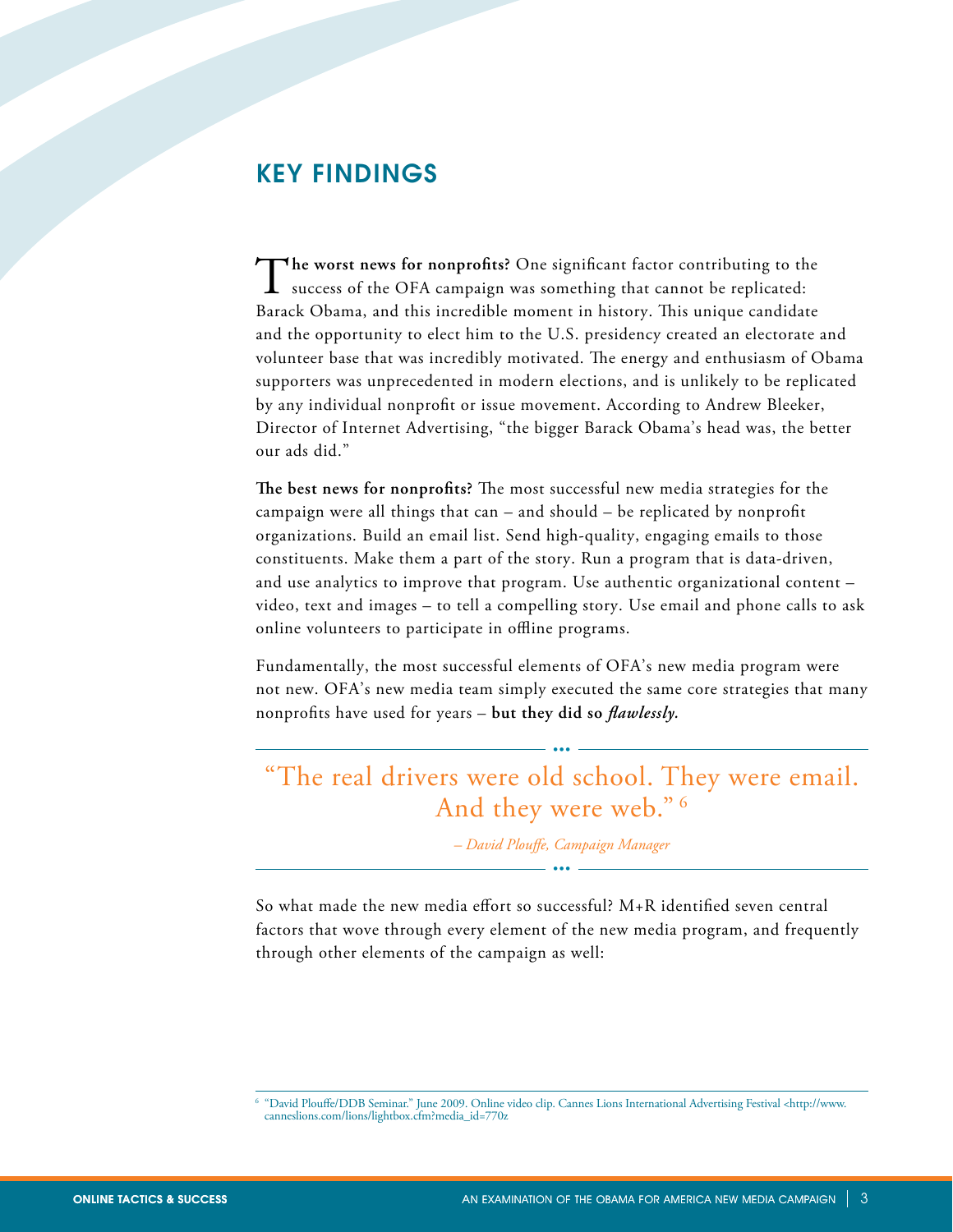## KEY FINDINGS

**The worst news for nonprofits?** One significant factor contributing to the success of the OFA campaign was something that cannot be replicated: Barack Obama, and this incredible moment in history. This unique candidate and the opportunity to elect him to the U.S. presidency created an electorate and volunteer base that was incredibly motivated. The energy and enthusiasm of Obama supporters was unprecedented in modern elections, and is unlikely to be replicated by any individual nonprofit or issue movement. According to Andrew Bleeker, Director of Internet Advertising, "the bigger Barack Obama's head was, the better our ads did."

**The best news for nonprofits?** The most successful new media strategies for the campaign were all things that can – and should – be replicated by nonprofit organizations. Build an email list. Send high-quality, engaging emails to those constituents. Make them a part of the story. Run a program that is data-driven, and use analytics to improve that program. Use authentic organizational content – video, text and images – to tell a compelling story. Use email and phone calls to ask online volunteers to participate in offline programs.

Fundamentally, the most successful elements of OFA's new media program were not new. OFA's new media team simply executed the same core strategies that many nonprofits have used for years – **but they did so *flawlessly*.**

> "The real drivers were old school. They were email. And they were web."[6]
>
> *– David Plouffe, Campaign Manager*

So what made the new media effort so successful? M+R identified seven central factors that wove through every element of the new media program, and frequently through other elements of the campaign as well:

[6] "David Plouffe/DDB Seminar." June 2009. Online video clip. Cannes Lions International Advertising Festival <http://www.canneslions.com/lions/lightbox.cfm?media_id=770z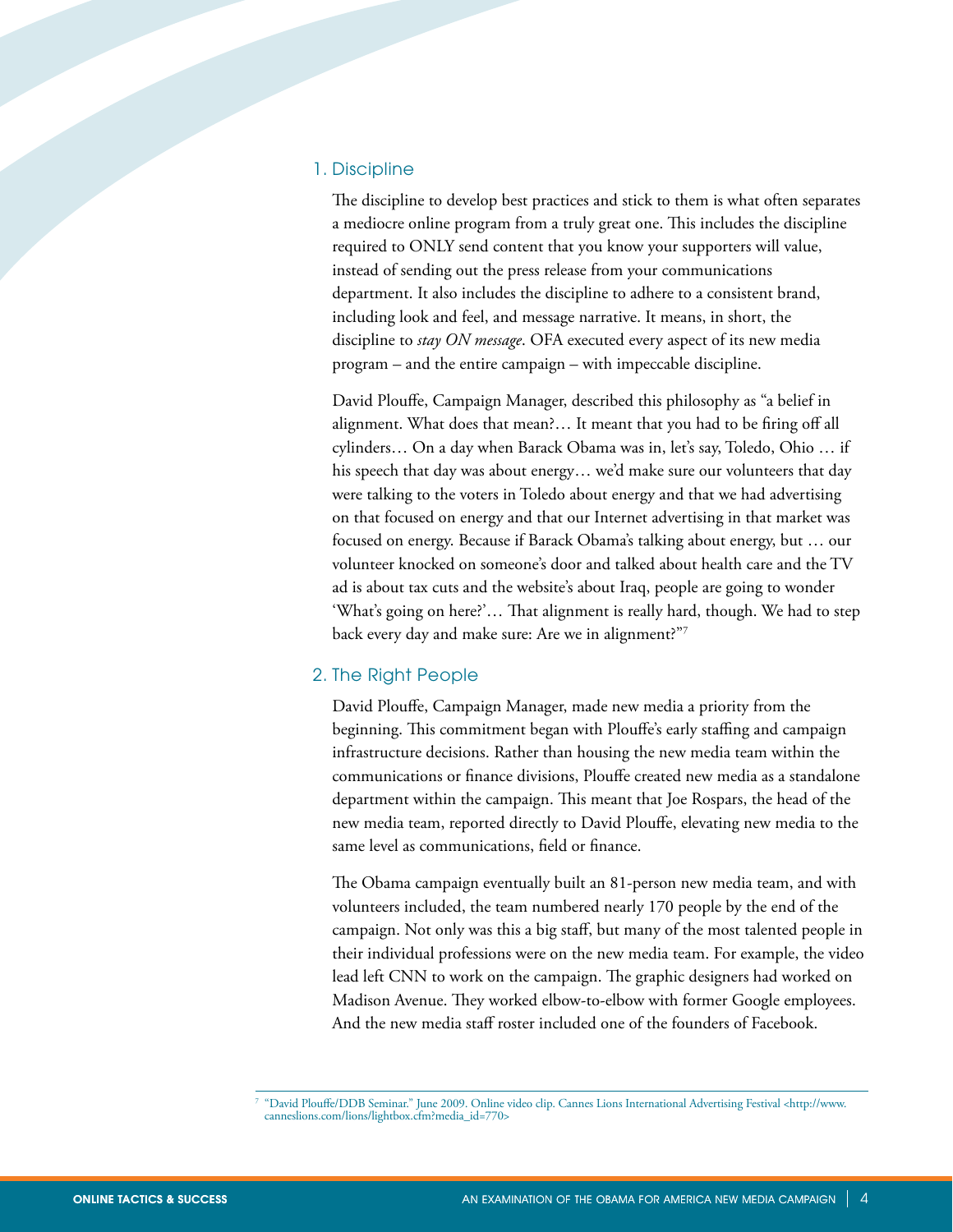## 1. Discipline

The discipline to develop best practices and stick to them is what often separates a mediocre online program from a truly great one. This includes the discipline required to ONLY send content that you know your supporters will value, instead of sending out the press release from your communications department. It also includes the discipline to adhere to a consistent brand, including look and feel, and message narrative. It means, in short, the discipline to *stay ON message*. OFA executed every aspect of its new media program – and the entire campaign – with impeccable discipline.

David Plouffe, Campaign Manager, described this philosophy as "a belief in alignment. What does that mean?… It meant that you had to be firing off all cylinders… On a day when Barack Obama was in, let's say, Toledo, Ohio … if his speech that day was about energy… we'd make sure our volunteers that day were talking to the voters in Toledo about energy and that we had advertising on that focused on energy and that our Internet advertising in that market was focused on energy. Because if Barack Obama's talking about energy, but … our volunteer knocked on someone's door and talked about health care and the TV ad is about tax cuts and the website's about Iraq, people are going to wonder 'What's going on here?'… That alignment is really hard, though. We had to step back every day and make sure: Are we in alignment?"[7]

## 2. The Right People

David Plouffe, Campaign Manager, made new media a priority from the beginning. This commitment began with Plouffe's early staffing and campaign infrastructure decisions. Rather than housing the new media team within the communications or finance divisions, Plouffe created new media as a standalone department within the campaign. This meant that Joe Rospars, the head of the new media team, reported directly to David Plouffe, elevating new media to the same level as communications, field or finance.

The Obama campaign eventually built an 81-person new media team, and with volunteers included, the team numbered nearly 170 people by the end of the campaign. Not only was this a big staff, but many of the most talented people in their individual professions were on the new media team. For example, the video lead left CNN to work on the campaign. The graphic designers had worked on Madison Avenue. They worked elbow-to-elbow with former Google employees. And the new media staff roster included one of the founders of Facebook.

---

[7] "David Plouffe/DDB Seminar." June 2009. Online video clip. Cannes Lions International Advertising Festival <http://www.canneslions.com/lions/lightbox.cfm?media_id=770>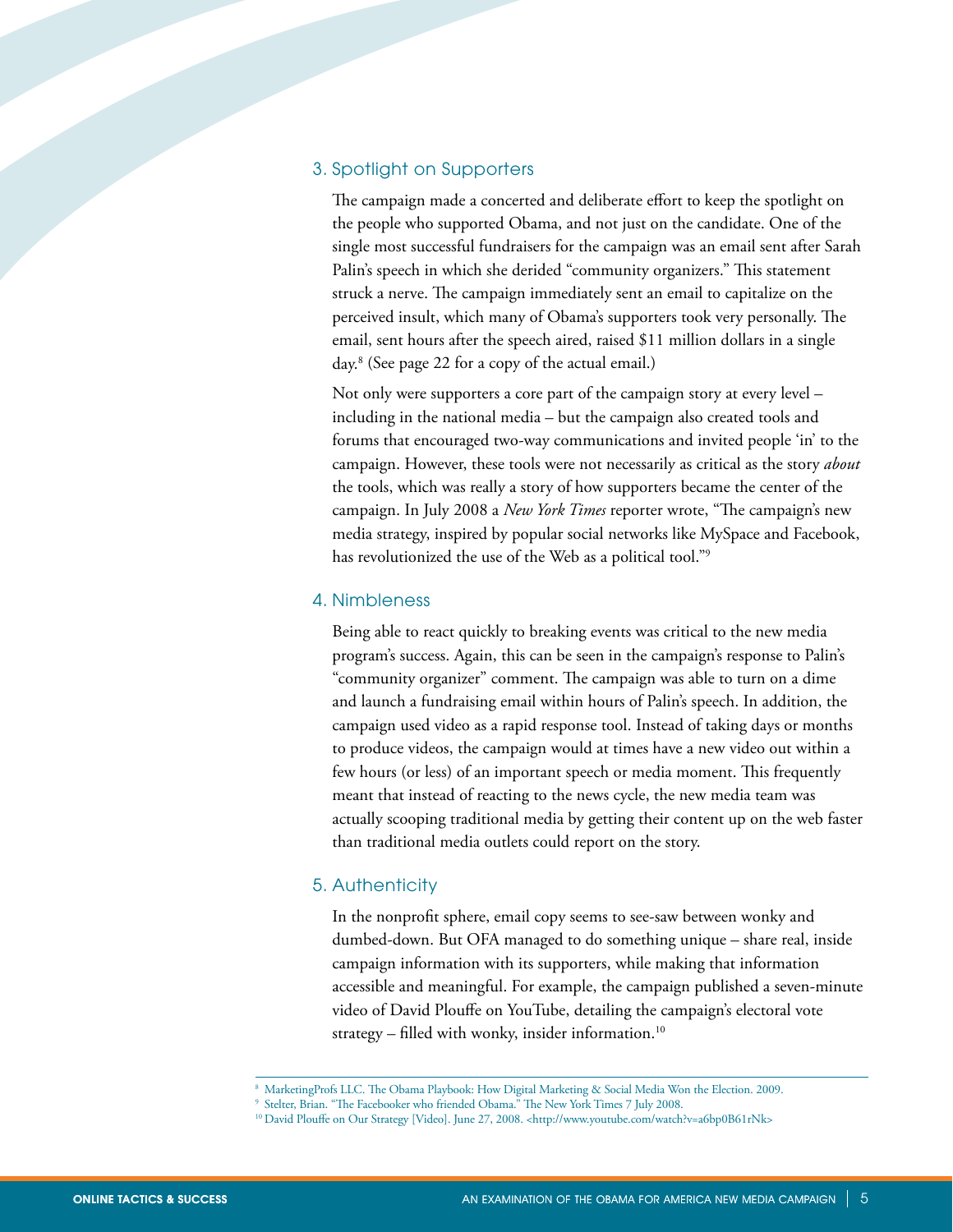### 3. Spotlight on Supporters

The campaign made a concerted and deliberate effort to keep the spotlight on the people who supported Obama, and not just on the candidate. One of the single most successful fundraisers for the campaign was an email sent after Sarah Palin's speech in which she derided "community organizers." This statement struck a nerve. The campaign immediately sent an email to capitalize on the perceived insult, which many of Obama's supporters took very personally. The email, sent hours after the speech aired, raised $11 million dollars in a single day.[8] (See page 22 for a copy of the actual email.)

Not only were supporters a core part of the campaign story at every level – including in the national media – but the campaign also created tools and forums that encouraged two-way communications and invited people 'in' to the campaign. However, these tools were not necessarily as critical as the story *about* the tools, which was really a story of how supporters became the center of the campaign. In July 2008 a *New York Times* reporter wrote, "The campaign's new media strategy, inspired by popular social networks like MySpace and Facebook, has revolutionized the use of the Web as a political tool."[9]

### 4. Nimbleness

Being able to react quickly to breaking events was critical to the new media program's success. Again, this can be seen in the campaign's response to Palin's "community organizer" comment. The campaign was able to turn on a dime and launch a fundraising email within hours of Palin's speech. In addition, the campaign used video as a rapid response tool. Instead of taking days or months to produce videos, the campaign would at times have a new video out within a few hours (or less) of an important speech or media moment. This frequently meant that instead of reacting to the news cycle, the new media team was actually scooping traditional media by getting their content up on the web faster than traditional media outlets could report on the story.

### 5. Authenticity

In the nonprofit sphere, email copy seems to see-saw between wonky and dumbed-down. But OFA managed to do something unique – share real, inside campaign information with its supporters, while making that information accessible and meaningful. For example, the campaign published a seven-minute video of David Plouffe on YouTube, detailing the campaign's electoral vote strategy – filled with wonky, insider information.[10]

---

[8] MarketingProfs LLC. The Obama Playbook: How Digital Marketing & Social Media Won the Election. 2009.

[9] Stelter, Brian. "The Facebooker who friended Obama." The New York Times 7 July 2008.

[10] David Plouffe on Our Strategy [Video]. June 27, 2008. <http://www.youtube.com/watch?v=a6bp0B61rNk>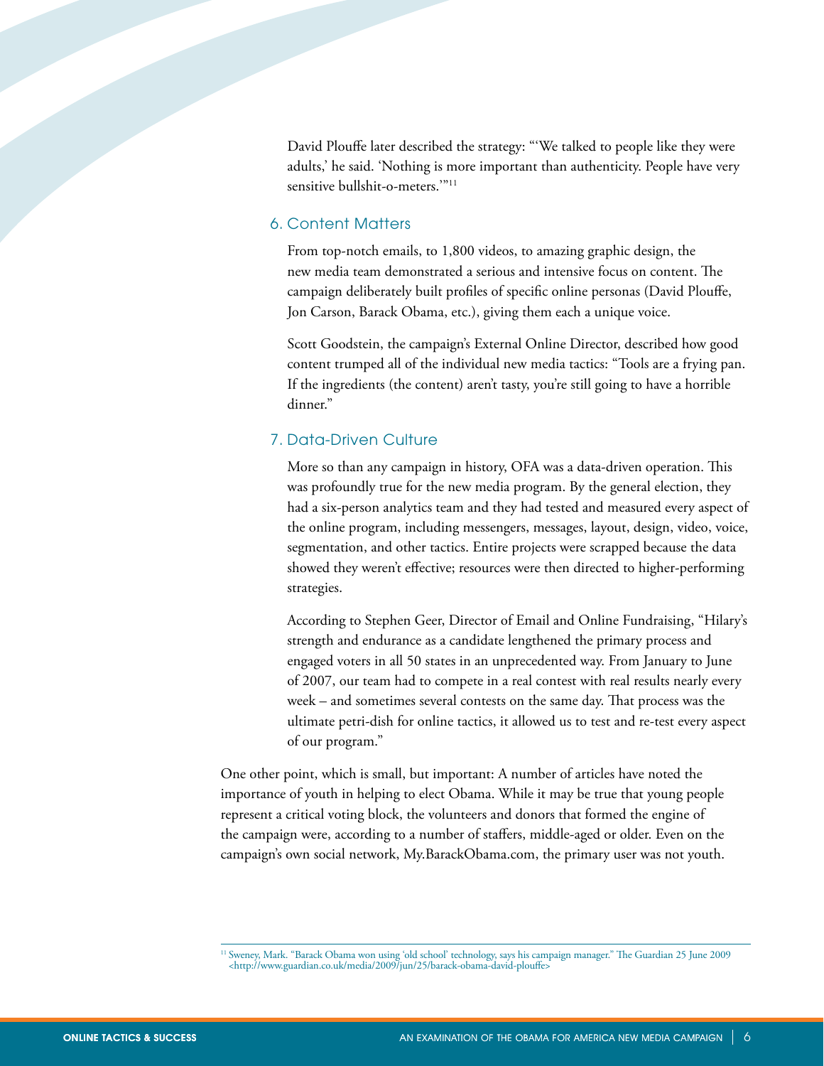David Plouffe later described the strategy: "'We talked to people like they were adults,' he said. 'Nothing is more important than authenticity. People have very sensitive bullshit-o-meters.'"[11]

### 6. Content Matters

From top-notch emails, to 1,800 videos, to amazing graphic design, the new media team demonstrated a serious and intensive focus on content. The campaign deliberately built profiles of specific online personas (David Plouffe, Jon Carson, Barack Obama, etc.), giving them each a unique voice.

Scott Goodstein, the campaign's External Online Director, described how good content trumped all of the individual new media tactics: "Tools are a frying pan. If the ingredients (the content) aren't tasty, you're still going to have a horrible dinner."

### 7. Data-Driven Culture

More so than any campaign in history, OFA was a data-driven operation. This was profoundly true for the new media program. By the general election, they had a six-person analytics team and they had tested and measured every aspect of the online program, including messengers, messages, layout, design, video, voice, segmentation, and other tactics. Entire projects were scrapped because the data showed they weren't effective; resources were then directed to higher-performing strategies.

According to Stephen Geer, Director of Email and Online Fundraising, "Hilary's strength and endurance as a candidate lengthened the primary process and engaged voters in all 50 states in an unprecedented way. From January to June of 2007, our team had to compete in a real contest with real results nearly every week – and sometimes several contests on the same day. That process was the ultimate petri-dish for online tactics, it allowed us to test and re-test every aspect of our program."

One other point, which is small, but important: A number of articles have noted the importance of youth in helping to elect Obama. While it may be true that young people represent a critical voting block, the volunteers and donors that formed the engine of the campaign were, according to a number of staffers, middle-aged or older. Even on the campaign's own social network, My.BarackObama.com, the primary user was not youth.

[11] Sweney, Mark. "Barack Obama won using 'old school' technology, says his campaign manager." The Guardian 25 June 2009 <http://www.guardian.co.uk/media/2009/jun/25/barack-obama-david-plouffe>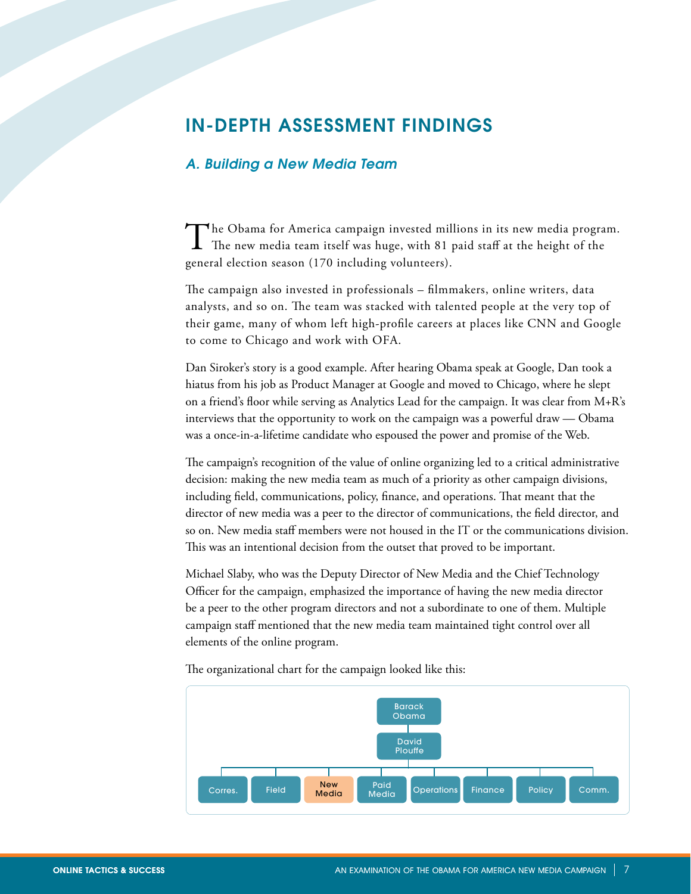# IN-DEPTH ASSESSMENT FINDINGS

## *A. Building a New Media Team*

The Obama for America campaign invested millions in its new media program. The new media team itself was huge, with 81 paid staff at the height of the general election season (170 including volunteers).

The campaign also invested in professionals – filmmakers, online writers, data analysts, and so on. The team was stacked with talented people at the very top of their game, many of whom left high-profile careers at places like CNN and Google to come to Chicago and work with OFA.

Dan Siroker's story is a good example. After hearing Obama speak at Google, Dan took a hiatus from his job as Product Manager at Google and moved to Chicago, where he slept on a friend's floor while serving as Analytics Lead for the campaign. It was clear from M+R's interviews that the opportunity to work on the campaign was a powerful draw — Obama was a once-in-a-lifetime candidate who espoused the power and promise of the Web.

The campaign's recognition of the value of online organizing led to a critical administrative decision: making the new media team as much of a priority as other campaign divisions, including field, communications, policy, finance, and operations. That meant that the director of new media was a peer to the director of communications, the field director, and so on. New media staff members were not housed in the IT or the communications division. This was an intentional decision from the outset that proved to be important.

Michael Slaby, who was the Deputy Director of New Media and the Chief Technology Officer for the campaign, emphasized the importance of having the new media director be a peer to the other program directors and not a subordinate to one of them. Multiple campaign staff mentioned that the new media team maintained tight control over all elements of the online program.

The organizational chart for the campaign looked like this:

- Barack Obama
  - David Plouffe
    - Corres.
    - Field
    - New Media
    - Paid Media
    - Operations
    - Finance
    - Policy
    - Comm.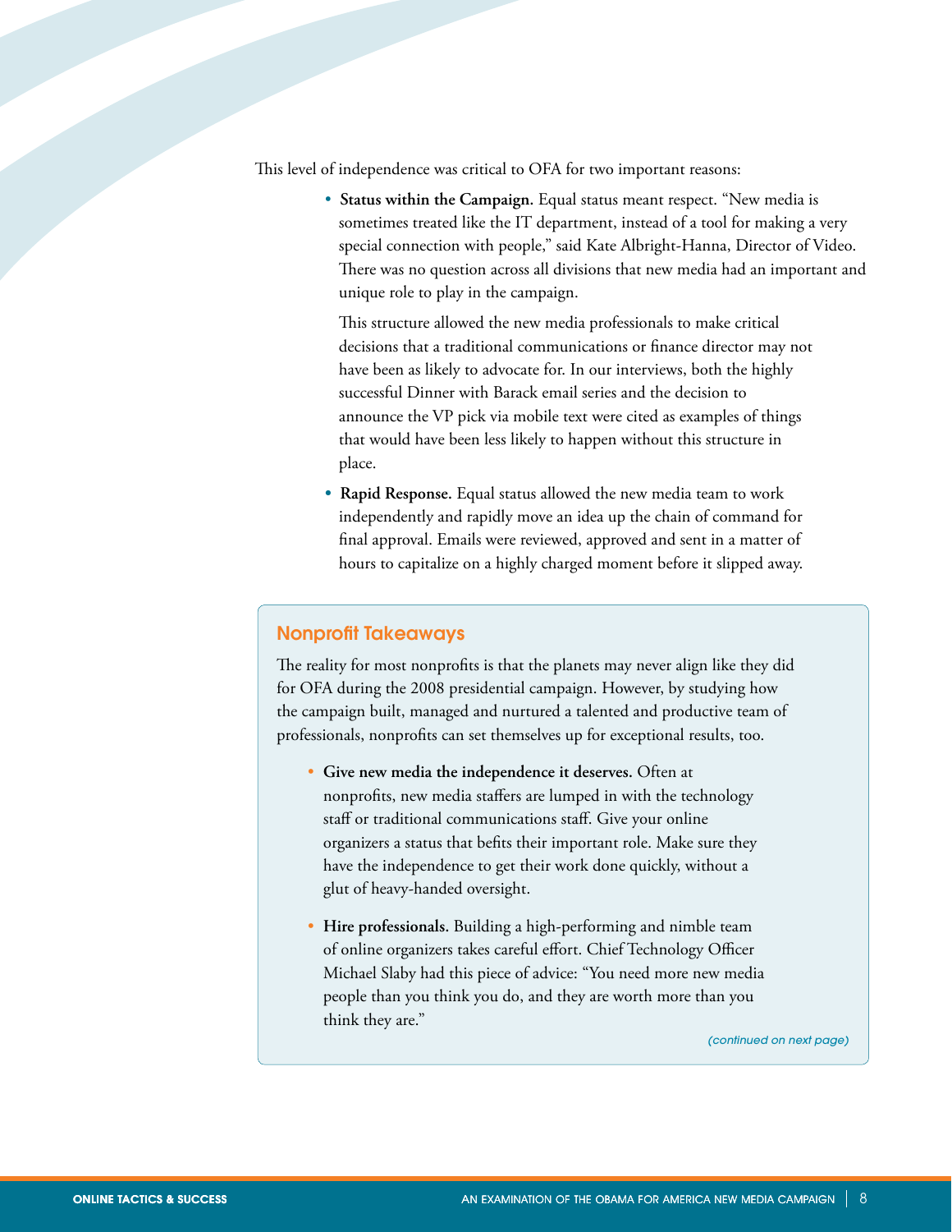This level of independence was critical to OFA for two important reasons:

- **Status within the Campaign.** Equal status meant respect. "New media is sometimes treated like the IT department, instead of a tool for making a very special connection with people," said Kate Albright-Hanna, Director of Video. There was no question across all divisions that new media had an important and unique role to play in the campaign.

  This structure allowed the new media professionals to make critical decisions that a traditional communications or finance director may not have been as likely to advocate for. In our interviews, both the highly successful Dinner with Barack email series and the decision to announce the VP pick via mobile text were cited as examples of things that would have been less likely to happen without this structure in place.

- **Rapid Response.** Equal status allowed the new media team to work independently and rapidly move an idea up the chain of command for final approval. Emails were reviewed, approved and sent in a matter of hours to capitalize on a highly charged moment before it slipped away.

## Nonprofit Takeaways

The reality for most nonprofits is that the planets may never align like they did for OFA during the 2008 presidential campaign. However, by studying how the campaign built, managed and nurtured a talented and productive team of professionals, nonprofits can set themselves up for exceptional results, too.

- **Give new media the independence it deserves.** Often at nonprofits, new media staffers are lumped in with the technology staff or traditional communications staff. Give your online organizers a status that befits their important role. Make sure they have the independence to get their work done quickly, without a glut of heavy-handed oversight.

- **Hire professionals.** Building a high-performing and nimble team of online organizers takes careful effort. Chief Technology Officer Michael Slaby had this piece of advice: "You need more new media people than you think you do, and they are worth more than you think they are."

*(continued on next page)*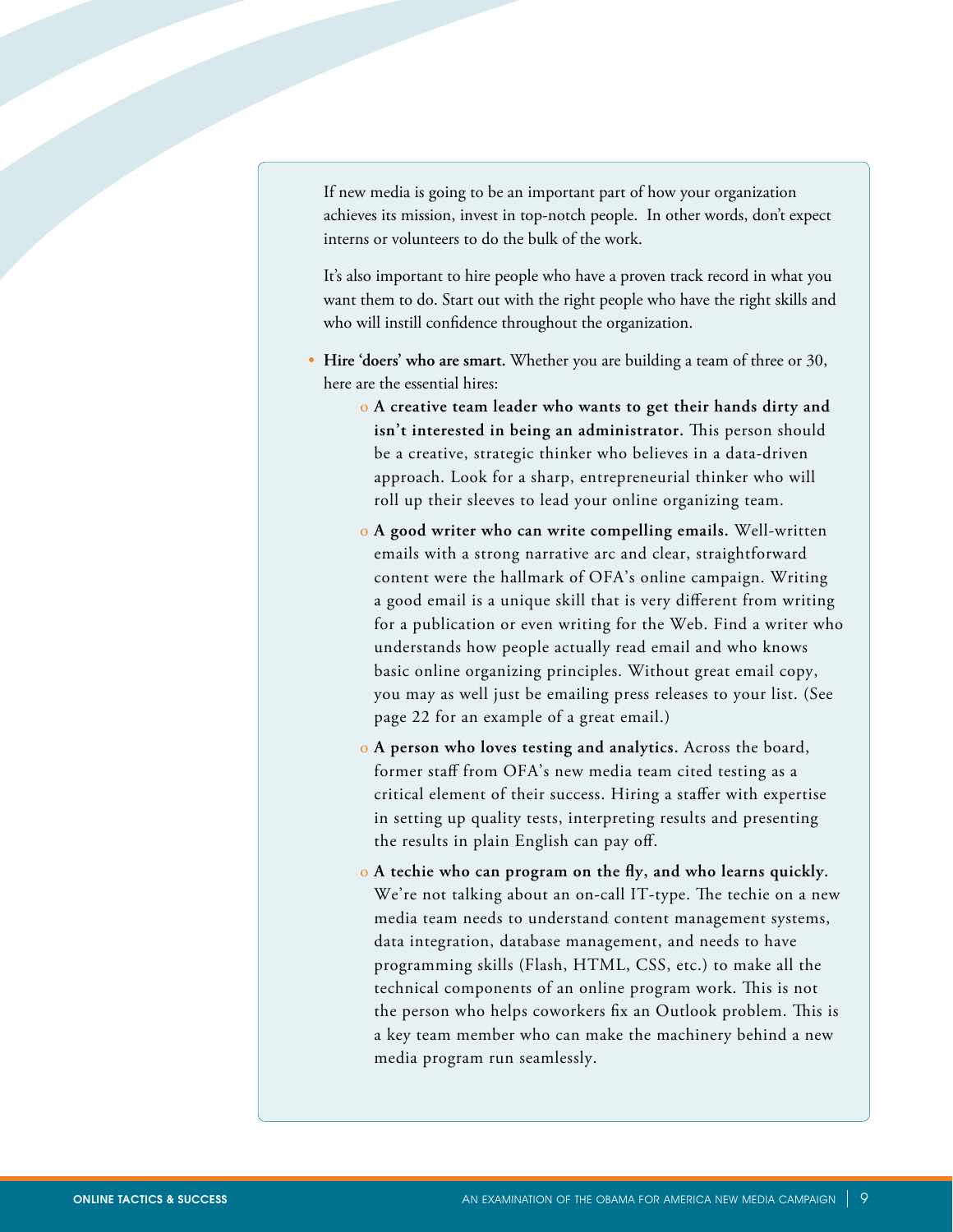If new media is going to be an important part of how your organization achieves its mission, invest in top-notch people. In other words, don't expect interns or volunteers to do the bulk of the work.

It's also important to hire people who have a proven track record in what you want them to do. Start out with the right people who have the right skills and who will instill confidence throughout the organization.

- **Hire 'doers' who are smart.** Whether you are building a team of three or 30, here are the essential hires:
  - **A creative team leader who wants to get their hands dirty and isn't interested in being an administrator.** This person should be a creative, strategic thinker who believes in a data-driven approach. Look for a sharp, entrepreneurial thinker who will roll up their sleeves to lead your online organizing team.
  - **A good writer who can write compelling emails.** Well-written emails with a strong narrative arc and clear, straightforward content were the hallmark of OFA's online campaign. Writing a good email is a unique skill that is very different from writing for a publication or even writing for the Web. Find a writer who understands how people actually read email and who knows basic online organizing principles. Without great email copy, you may as well just be emailing press releases to your list. (See page 22 for an example of a great email.)
  - **A person who loves testing and analytics.** Across the board, former staff from OFA's new media team cited testing as a critical element of their success. Hiring a staffer with expertise in setting up quality tests, interpreting results and presenting the results in plain English can pay off.
  - **A techie who can program on the fly, and who learns quickly.** We're not talking about an on-call IT-type. The techie on a new media team needs to understand content management systems, data integration, database management, and needs to have programming skills (Flash, HTML, CSS, etc.) to make all the technical components of an online program work. This is not the person who helps coworkers fix an Outlook problem. This is a key team member who can make the machinery behind a new media program run seamlessly.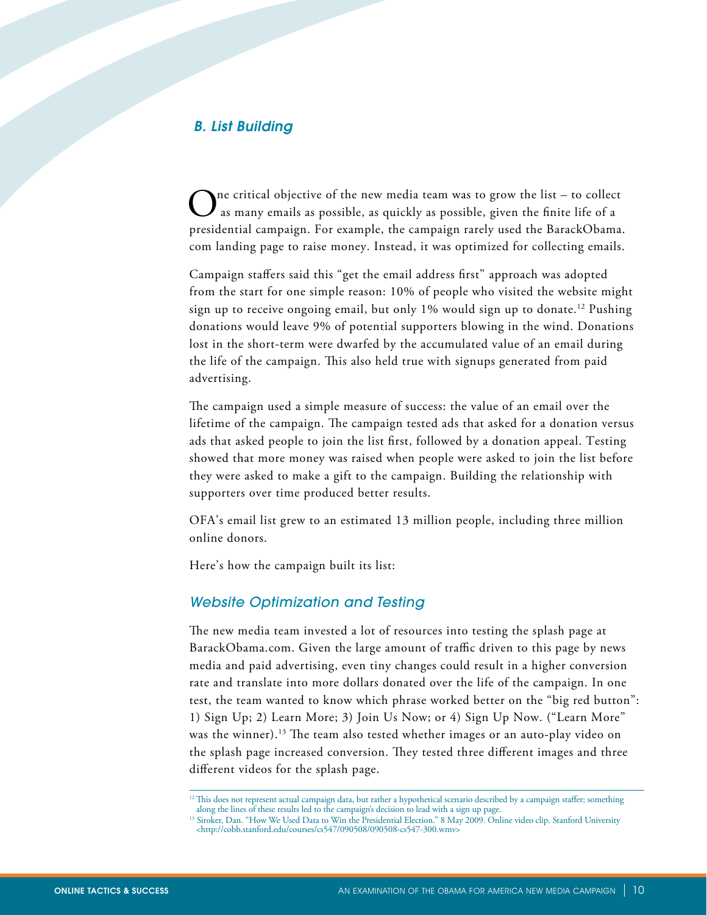## B. List Building

One critical objective of the new media team was to grow the list – to collect as many emails as possible, as quickly as possible, given the finite life of a presidential campaign. For example, the campaign rarely used the BarackObama.com landing page to raise money. Instead, it was optimized for collecting emails.

Campaign staffers said this "get the email address first" approach was adopted from the start for one simple reason: 10% of people who visited the website might sign up to receive ongoing email, but only 1% would sign up to donate.[12] Pushing donations would leave 9% of potential supporters blowing in the wind. Donations lost in the short-term were dwarfed by the accumulated value of an email during the life of the campaign. This also held true with signups generated from paid advertising.

The campaign used a simple measure of success: the value of an email over the lifetime of the campaign. The campaign tested ads that asked for a donation versus ads that asked people to join the list first, followed by a donation appeal. Testing showed that more money was raised when people were asked to join the list before they were asked to make a gift to the campaign. Building the relationship with supporters over time produced better results.

OFA's email list grew to an estimated 13 million people, including three million online donors.

Here's how the campaign built its list:

### Website Optimization and Testing

The new media team invested a lot of resources into testing the splash page at BarackObama.com. Given the large amount of traffic driven to this page by news media and paid advertising, even tiny changes could result in a higher conversion rate and translate into more dollars donated over the life of the campaign. In one test, the team wanted to know which phrase worked better on the "big red button": 1) Sign Up; 2) Learn More; 3) Join Us Now; or 4) Sign Up Now. ("Learn More" was the winner).[13] The team also tested whether images or an auto-play video on the splash page increased conversion. They tested three different images and three different videos for the splash page.

---

[12] This does not represent actual campaign data, but rather a hypothetical scenario described by a campaign staffer; something along the lines of these results led to the campaign's decision to lead with a sign up page.

[13] Siroker, Dan. "How We Used Data to Win the Presidential Election." 8 May 2009. Online video clip. Stanford University <http://cobb.stanford.edu/courses/cs547/090508/090508-cs547-300.wmv>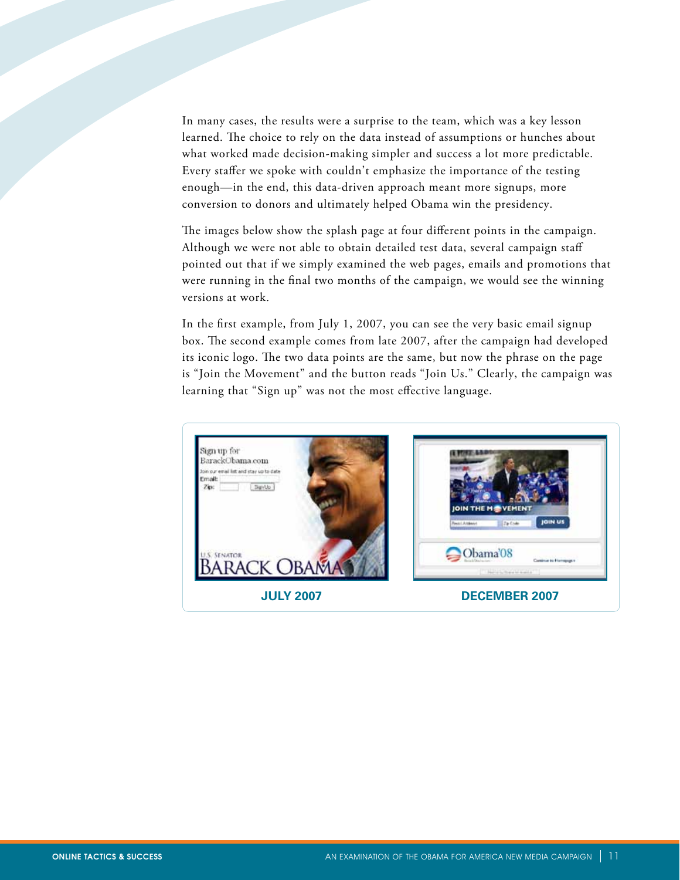In many cases, the results were a surprise to the team, which was a key lesson learned. The choice to rely on the data instead of assumptions or hunches about what worked made decision-making simpler and success a lot more predictable. Every staffer we spoke with couldn't emphasize the importance of the testing enough—in the end, this data-driven approach meant more signups, more conversion to donors and ultimately helped Obama win the presidency.

The images below show the splash page at four different points in the campaign. Although we were not able to obtain detailed test data, several campaign staff pointed out that if we simply examined the web pages, emails and promotions that were running in the final two months of the campaign, we would see the winning versions at work.

In the first example, from July 1, 2007, you can see the very basic email signup box. The second example comes from late 2007, after the campaign had developed its iconic logo. The two data points are the same, but now the phrase on the page is "Join the Movement" and the button reads "Join Us." Clearly, the campaign was learning that "Sign up" was not the most effective language.

**JULY 2007**

**DECEMBER 2007**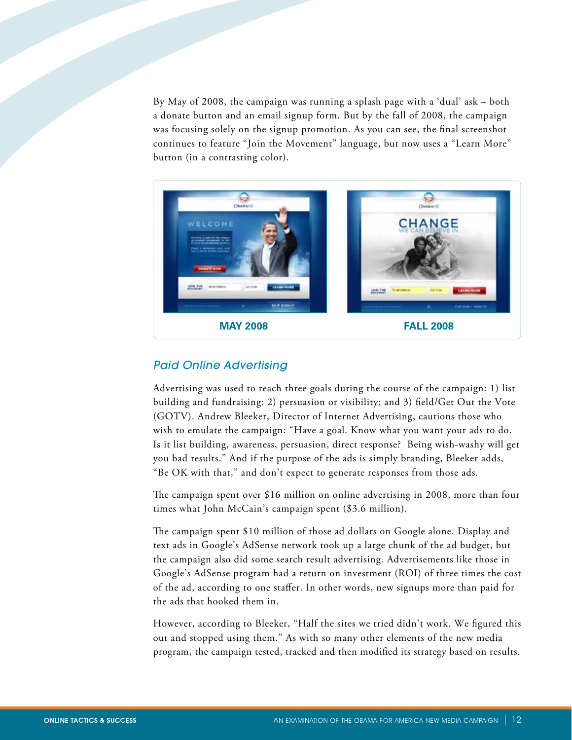By May of 2008, the campaign was running a splash page with a 'dual' ask – both a donate button and an email signup form. But by the fall of 2008, the campaign was focusing solely on the signup promotion. As you can see, the final screenshot continues to feature "Join the Movement" language, but now uses a "Learn More" button (in a contrasting color).

**MAY 2008** **FALL 2008**

### *Paid Online Advertising*

Advertising was used to reach three goals during the course of the campaign: 1) list building and fundraising; 2) persuasion or visibility; and 3) field/Get Out the Vote (GOTV). Andrew Bleeker, Director of Internet Advertising, cautions those who wish to emulate the campaign: "Have a goal. Know what you want your ads to do. Is it list building, awareness, persuasion, direct response? Being wish-washy will get you bad results." And if the purpose of the ads is simply branding, Bleeker adds, "Be OK with that," and don't expect to generate responses from those ads.

The campaign spent over $16 million on online advertising in 2008, more than four times what John McCain's campaign spent ($3.6 million).

The campaign spent $10 million of those ad dollars on Google alone. Display and text ads in Google's AdSense network took up a large chunk of the ad budget, but the campaign also did some search result advertising. Advertisements like those in Google's AdSense program had a return on investment (ROI) of three times the cost of the ad, according to one staffer. In other words, new signups more than paid for the ads that hooked them in.

However, according to Bleeker, "Half the sites we tried didn't work. We figured this out and stopped using them." As with so many other elements of the new media program, the campaign tested, tracked and then modified its strategy based on results.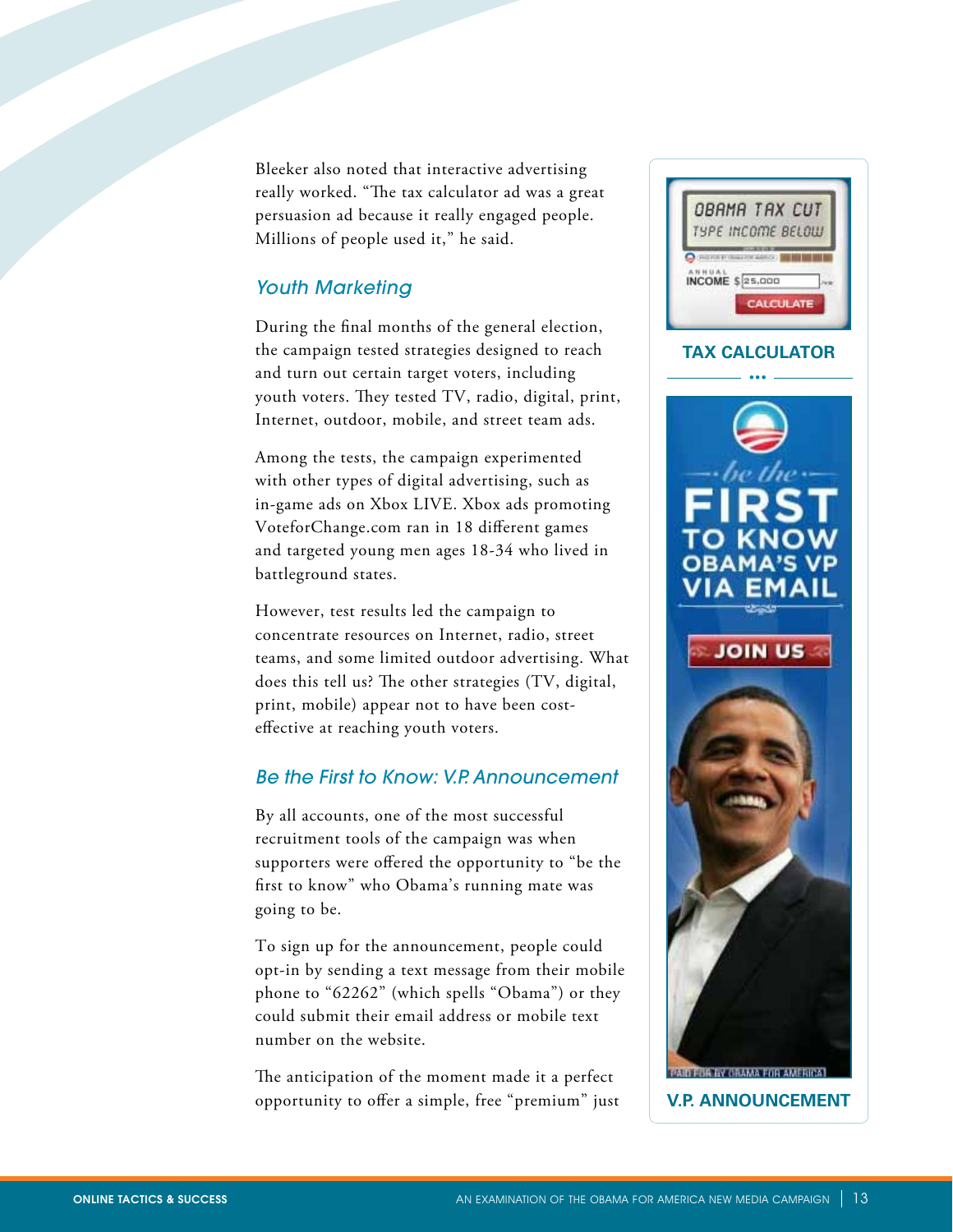Bleeker also noted that interactive advertising really worked. "The tax calculator ad was a great persuasion ad because it really engaged people. Millions of people used it," he said.

### *Youth Marketing*

During the final months of the general election, the campaign tested strategies designed to reach and turn out certain target voters, including youth voters. They tested TV, radio, digital, print, Internet, outdoor, mobile, and street team ads.

Among the tests, the campaign experimented with other types of digital advertising, such as in-game ads on Xbox LIVE. Xbox ads promoting VoteforChange.com ran in 18 different games and targeted young men ages 18-34 who lived in battleground states.

However, test results led the campaign to concentrate resources on Internet, radio, street teams, and some limited outdoor advertising. What does this tell us? The other strategies (TV, digital, print, mobile) appear not to have been cost-effective at reaching youth voters.

### *Be the First to Know: V.P. Announcement*

By all accounts, one of the most successful recruitment tools of the campaign was when supporters were offered the opportunity to "be the first to know" who Obama's running mate was going to be.

To sign up for the announcement, people could opt-in by sending a text message from their mobile phone to "62262" (which spells "Obama") or they could submit their email address or mobile text number on the website.

The anticipation of the moment made it a perfect opportunity to offer a simple, free "premium" just

OBAMA TAX CUT
TYPE INCOME BELOW
ANNUAL INCOME $ 25,000
CALCULATE

**TAX CALCULATOR**

be the FIRST TO KNOW OBAMA'S VP VIA EMAIL
JOIN US
PAID FOR BY OBAMA FOR AMERICA

**V.P. ANNOUNCEMENT**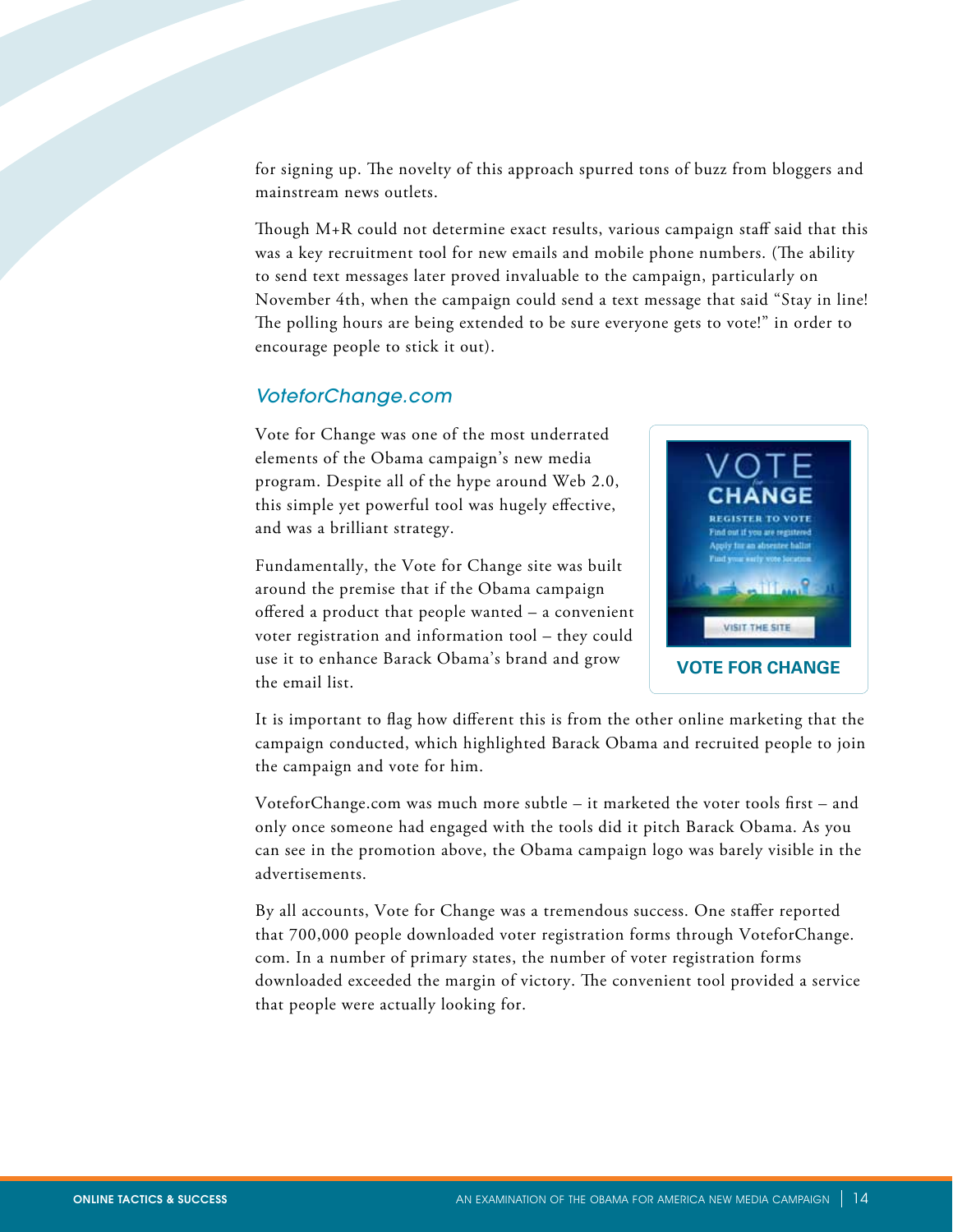for signing up. The novelty of this approach spurred tons of buzz from bloggers and mainstream news outlets.

Though M+R could not determine exact results, various campaign staff said that this was a key recruitment tool for new emails and mobile phone numbers. (The ability to send text messages later proved invaluable to the campaign, particularly on November 4th, when the campaign could send a text message that said "Stay in line! The polling hours are being extended to be sure everyone gets to vote!" in order to encourage people to stick it out).

### VoteforChange.com

Vote for Change was one of the most underrated elements of the Obama campaign's new media program. Despite all of the hype around Web 2.0, this simple yet powerful tool was hugely effective, and was a brilliant strategy.

Fundamentally, the Vote for Change site was built around the premise that if the Obama campaign offered a product that people wanted – a convenient voter registration and information tool – they could use it to enhance Barack Obama's brand and grow the email list.

**VOTE FOR CHANGE**

It is important to flag how different this is from the other online marketing that the campaign conducted, which highlighted Barack Obama and recruited people to join the campaign and vote for him.

VoteforChange.com was much more subtle – it marketed the voter tools first – and only once someone had engaged with the tools did it pitch Barack Obama. As you can see in the promotion above, the Obama campaign logo was barely visible in the advertisements.

By all accounts, Vote for Change was a tremendous success. One staffer reported that 700,000 people downloaded voter registration forms through VoteforChange.com. In a number of primary states, the number of voter registration forms downloaded exceeded the margin of victory. The convenient tool provided a service that people were actually looking for.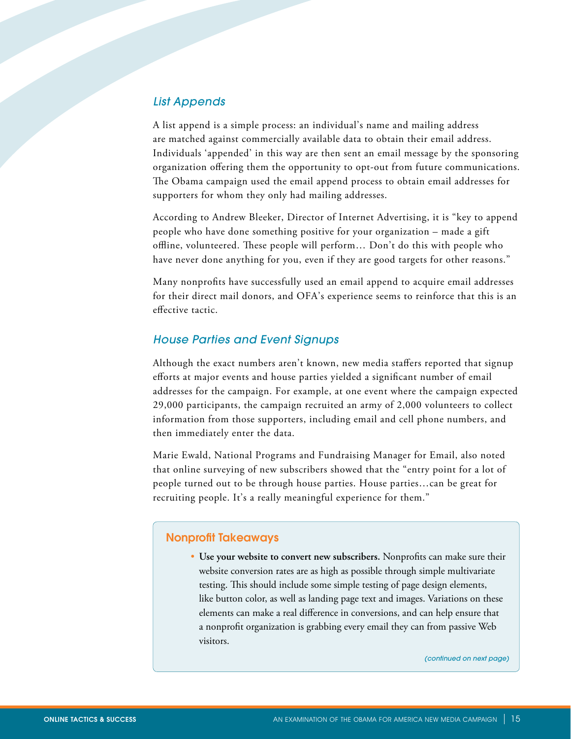### List Appends

A list append is a simple process: an individual's name and mailing address are matched against commercially available data to obtain their email address. Individuals 'appended' in this way are then sent an email message by the sponsoring organization offering them the opportunity to opt-out from future communications. The Obama campaign used the email append process to obtain email addresses for supporters for whom they only had mailing addresses.

According to Andrew Bleeker, Director of Internet Advertising, it is "key to append people who have done something positive for your organization – made a gift offline, volunteered. These people will perform… Don't do this with people who have never done anything for you, even if they are good targets for other reasons."

Many nonprofits have successfully used an email append to acquire email addresses for their direct mail donors, and OFA's experience seems to reinforce that this is an effective tactic.

### House Parties and Event Signups

Although the exact numbers aren't known, new media staffers reported that signup efforts at major events and house parties yielded a significant number of email addresses for the campaign. For example, at one event where the campaign expected 29,000 participants, the campaign recruited an army of 2,000 volunteers to collect information from those supporters, including email and cell phone numbers, and then immediately enter the data.

Marie Ewald, National Programs and Fundraising Manager for Email, also noted that online surveying of new subscribers showed that the "entry point for a lot of people turned out to be through house parties. House parties…can be great for recruiting people. It's a really meaningful experience for them."

#### Nonprofit Takeaways

- **Use your website to convert new subscribers.** Nonprofits can make sure their website conversion rates are as high as possible through simple multivariate testing. This should include some simple testing of page design elements, like button color, as well as landing page text and images. Variations on these elements can make a real difference in conversions, and can help ensure that a nonprofit organization is grabbing every email they can from passive Web visitors.

*(continued on next page)*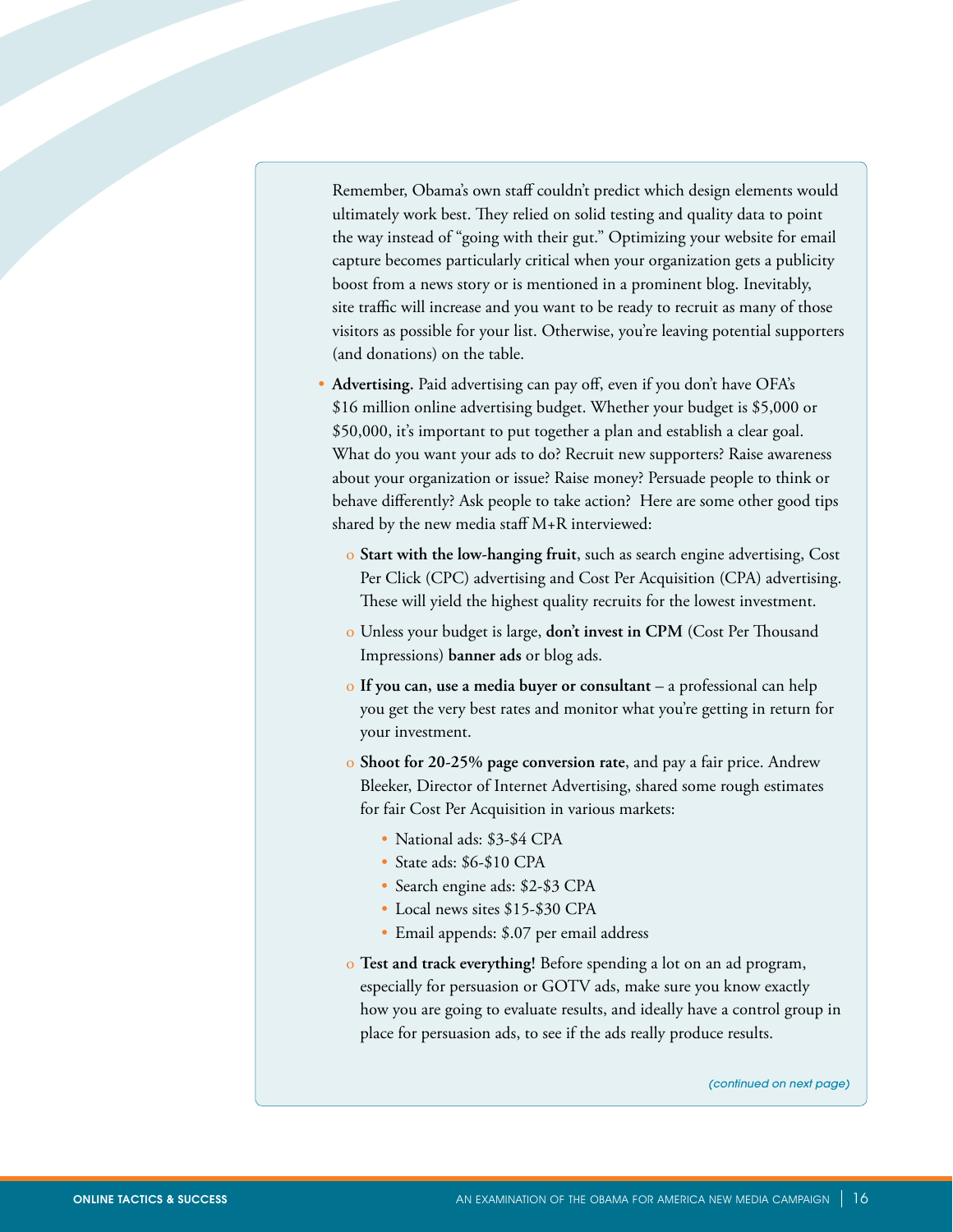Remember, Obama's own staff couldn't predict which design elements would ultimately work best. They relied on solid testing and quality data to point the way instead of "going with their gut." Optimizing your website for email capture becomes particularly critical when your organization gets a publicity boost from a news story or is mentioned in a prominent blog. Inevitably, site traffic will increase and you want to be ready to recruit as many of those visitors as possible for your list. Otherwise, you're leaving potential supporters (and donations) on the table.

- **Advertising.** Paid advertising can pay off, even if you don't have OFA's $16 million online advertising budget. Whether your budget is $5,000 or $50,000, it's important to put together a plan and establish a clear goal. What do you want your ads to do? Recruit new supporters? Raise awareness about your organization or issue? Raise money? Persuade people to think or behave differently? Ask people to take action? Here are some other good tips shared by the new media staff M+R interviewed:
  - **Start with the low-hanging fruit**, such as search engine advertising, Cost Per Click (CPC) advertising and Cost Per Acquisition (CPA) advertising. These will yield the highest quality recruits for the lowest investment.
  - Unless your budget is large, **don't invest in CPM** (Cost Per Thousand Impressions) **banner ads** or blog ads.
  - **If you can, use a media buyer or consultant** – a professional can help you get the very best rates and monitor what you're getting in return for your investment.
  - **Shoot for 20-25% page conversion rate**, and pay a fair price. Andrew Bleeker, Director of Internet Advertising, shared some rough estimates for fair Cost Per Acquisition in various markets:
    - National ads: $3-$4 CPA
    - State ads: $6-$10 CPA
    - Search engine ads: $2-$3 CPA
    - Local news sites $15-$30 CPA
    - Email appends: $.07 per email address
  - **Test and track everything!** Before spending a lot on an ad program, especially for persuasion or GOTV ads, make sure you know exactly how you are going to evaluate results, and ideally have a control group in place for persuasion ads, to see if the ads really produce results.

*(continued on next page)*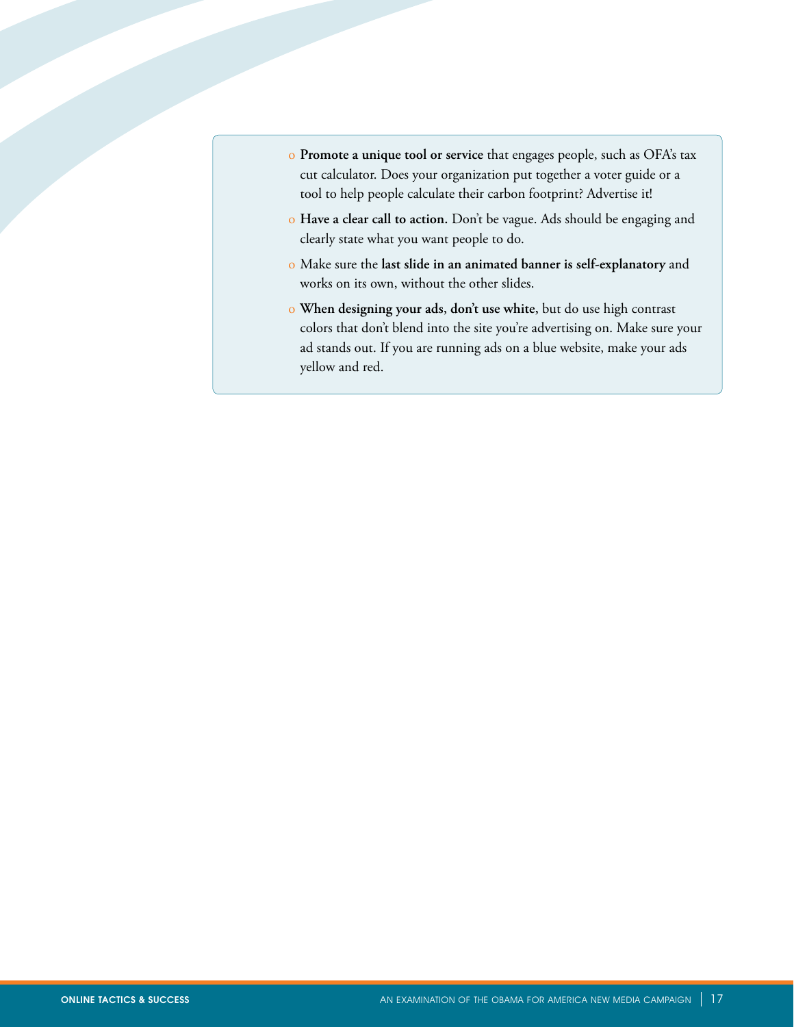- **Promote a unique tool or service** that engages people, such as OFA's tax cut calculator. Does your organization put together a voter guide or a tool to help people calculate their carbon footprint? Advertise it!
- **Have a clear call to action.** Don't be vague. Ads should be engaging and clearly state what you want people to do.
- Make sure the **last slide in an animated banner is self-explanatory** and works on its own, without the other slides.
- **When designing your ads, don't use white,** but do use high contrast colors that don't blend into the site you're advertising on. Make sure your ad stands out. If you are running ads on a blue website, make your ads yellow and red.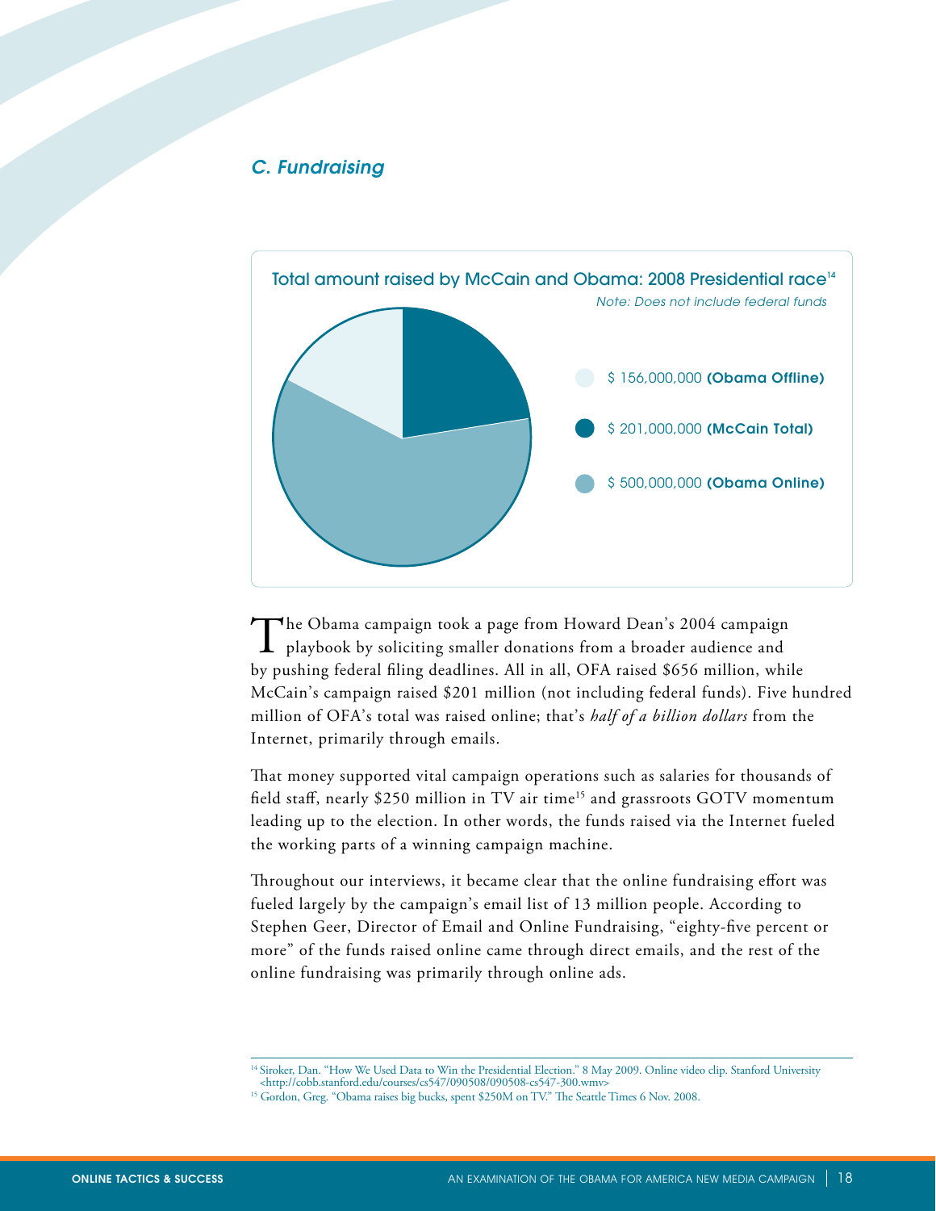### C. Fundraising

Total amount raised by McCain and Obama: 2008 Presidential race[14]

*Note: Does not include federal funds*

- $ 156,000,000 **(Obama Offline)**
- $ 201,000,000 **(McCain Total)**
- $ 500,000,000 **(Obama Online)**

The Obama campaign took a page from Howard Dean's 2004 campaign playbook by soliciting smaller donations from a broader audience and by pushing federal filing deadlines. All in all, OFA raised $656 million, while McCain's campaign raised $201 million (not including federal funds). Five hundred million of OFA's total was raised online; that's *half of a billion dollars* from the Internet, primarily through emails.

That money supported vital campaign operations such as salaries for thousands of field staff, nearly $250 million in TV air time[15] and grassroots GOTV momentum leading up to the election. In other words, the funds raised via the Internet fueled the working parts of a winning campaign machine.

Throughout our interviews, it became clear that the online fundraising effort was fueled largely by the campaign's email list of 13 million people. According to Stephen Geer, Director of Email and Online Fundraising, "eighty-five percent or more" of the funds raised online came through direct emails, and the rest of the online fundraising was primarily through online ads.

[14] Siroker, Dan. "How We Used Data to Win the Presidential Election." 8 May 2009. Online video clip. Stanford University <http://cobb.stanford.edu/courses/cs547/090508/090508-cs547-300.wmv>

[15] Gordon, Greg. "Obama raises big bucks, spent $250M on TV." The Seattle Times 6 Nov. 2008.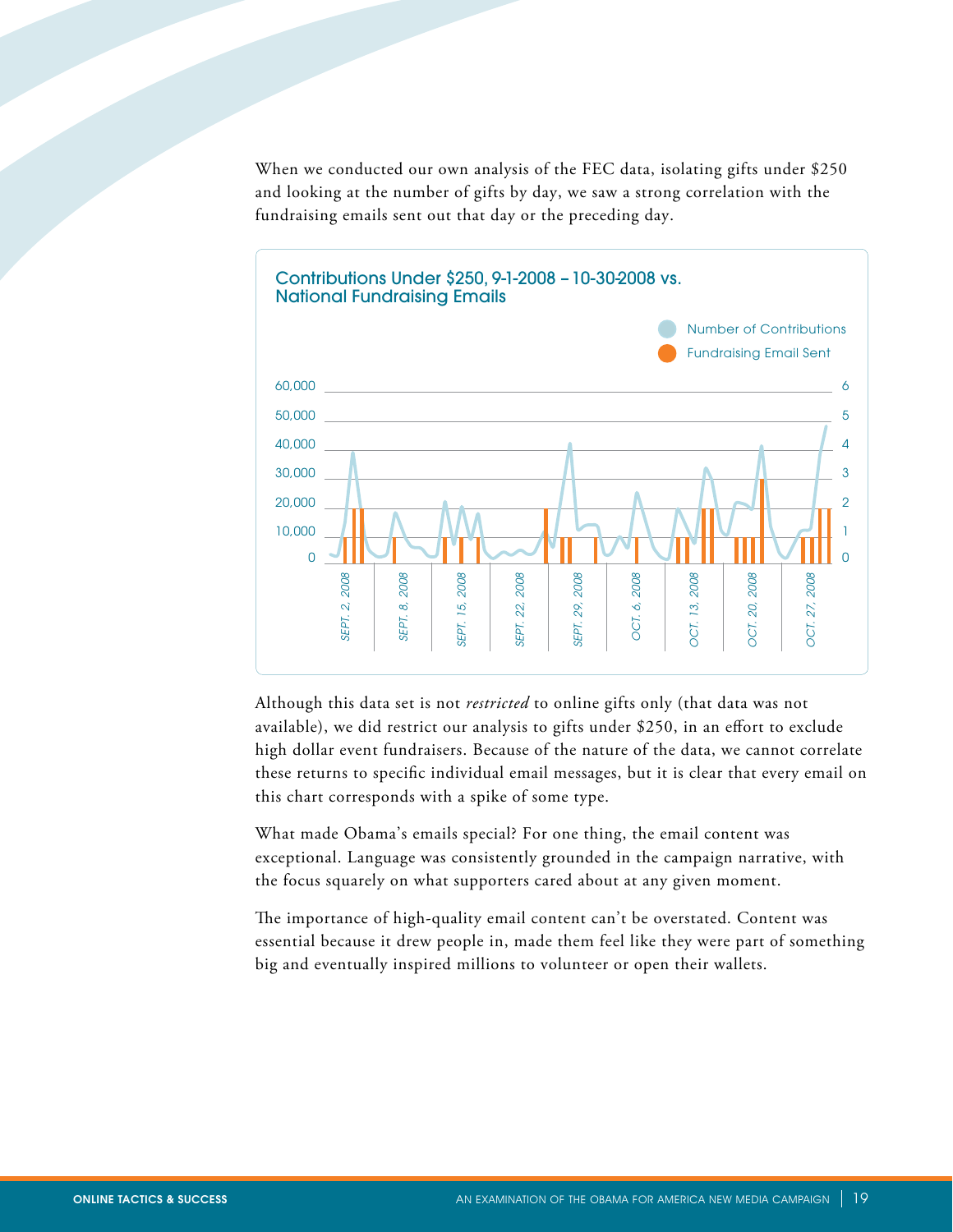When we conducted our own analysis of the FEC data, isolating gifts under $250 and looking at the number of gifts by day, we saw a strong correlation with the fundraising emails sent out that day or the preceding day.

**Contributions Under $250, 9-1-2008 – 10-30-2008 vs. National Fundraising Emails**

Although this data set is not *restricted* to online gifts only (that data was not available), we did restrict our analysis to gifts under $250, in an effort to exclude high dollar event fundraisers. Because of the nature of the data, we cannot correlate these returns to specific individual email messages, but it is clear that every email on this chart corresponds with a spike of some type.

What made Obama's emails special? For one thing, the email content was exceptional. Language was consistently grounded in the campaign narrative, with the focus squarely on what supporters cared about at any given moment.

The importance of high-quality email content can't be overstated. Content was essential because it drew people in, made them feel like they were part of something big and eventually inspired millions to volunteer or open their wallets.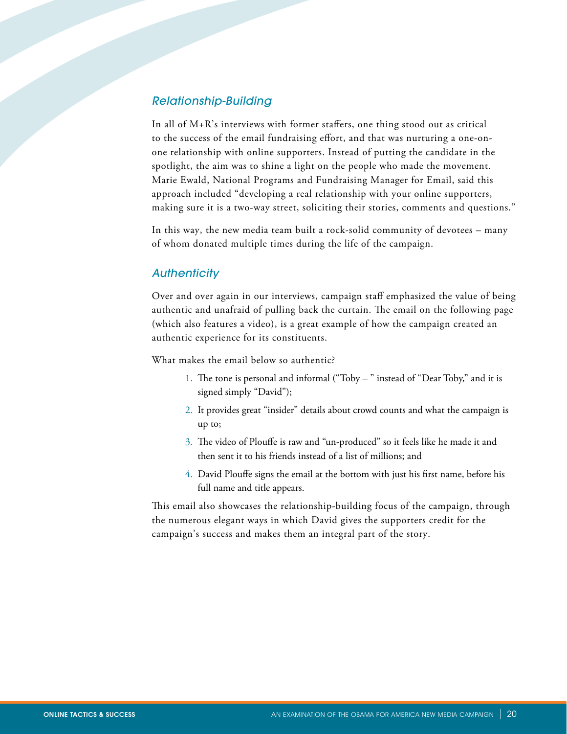### *Relationship-Building*

In all of M+R's interviews with former staffers, one thing stood out as critical to the success of the email fundraising effort, and that was nurturing a one-on-one relationship with online supporters. Instead of putting the candidate in the spotlight, the aim was to shine a light on the people who made the movement. Marie Ewald, National Programs and Fundraising Manager for Email, said this approach included "developing a real relationship with your online supporters, making sure it is a two-way street, soliciting their stories, comments and questions."

In this way, the new media team built a rock-solid community of devotees – many of whom donated multiple times during the life of the campaign.

### *Authenticity*

Over and over again in our interviews, campaign staff emphasized the value of being authentic and unafraid of pulling back the curtain. The email on the following page (which also features a video), is a great example of how the campaign created an authentic experience for its constituents.

What makes the email below so authentic?

1. The tone is personal and informal ("Toby – " instead of "Dear Toby," and it is signed simply "David");
2. It provides great "insider" details about crowd counts and what the campaign is up to;
3. The video of Plouffe is raw and "un-produced" so it feels like he made it and then sent it to his friends instead of a list of millions; and
4. David Plouffe signs the email at the bottom with just his first name, before his full name and title appears.

This email also showcases the relationship-building focus of the campaign, through the numerous elegant ways in which David gives the supporters credit for the campaign's success and makes them an integral part of the story.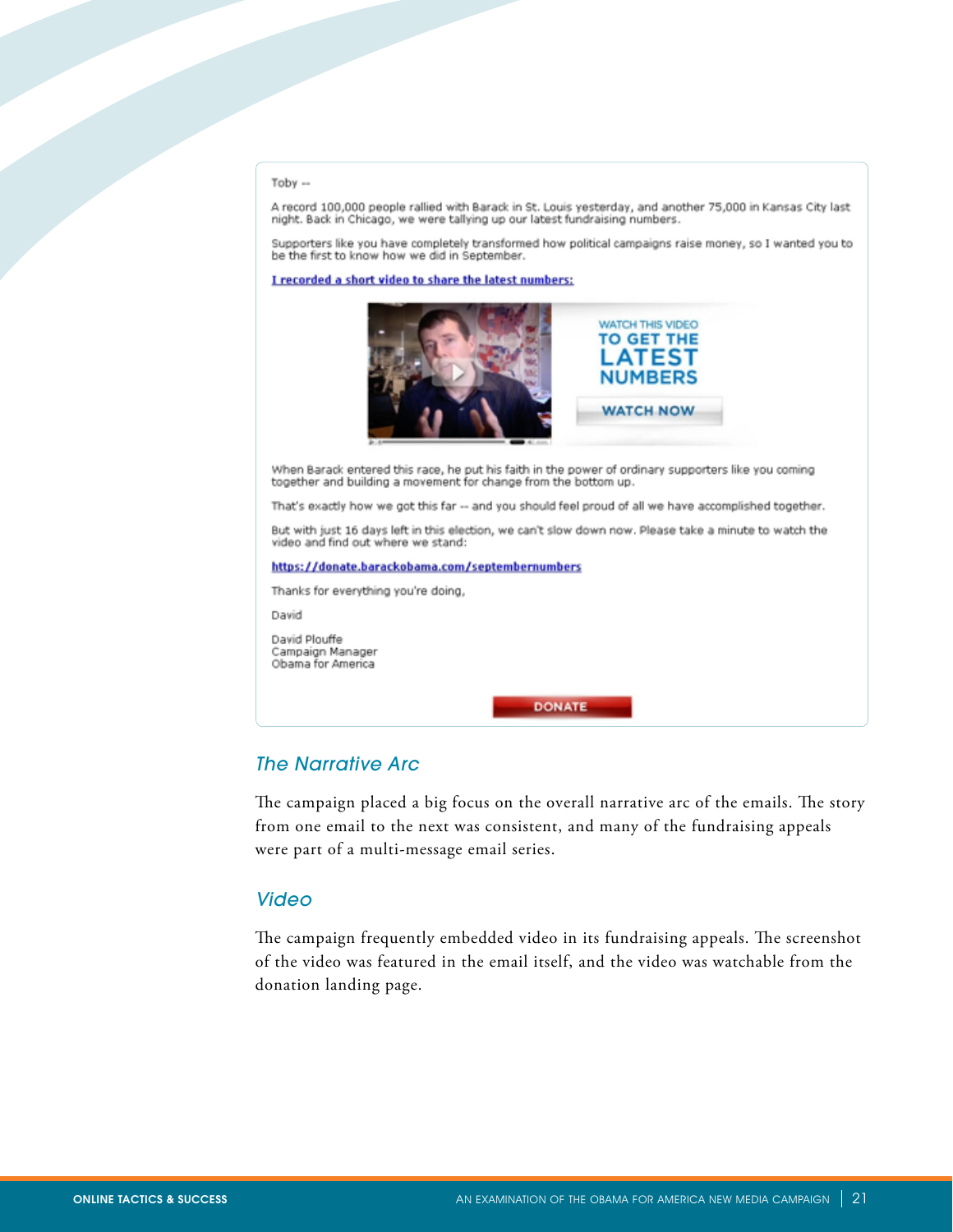Toby --

A record 100,000 people rallied with Barack in St. Louis yesterday, and another 75,000 in Kansas City last night. Back in Chicago, we were tallying up our latest fundraising numbers.

Supporters like you have completely transformed how political campaigns raise money, so I wanted you to be the first to know how we did in September.

I recorded a short video to share the latest numbers:

WATCH THIS VIDEO TO GET THE LATEST NUMBERS

WATCH NOW

When Barack entered this race, he put his faith in the power of ordinary supporters like you coming together and building a movement for change from the bottom up.

That's exactly how we got this far -- and you should feel proud of all we have accomplished together.

But with just 16 days left in this election, we can't slow down now. Please take a minute to watch the video and find out where we stand:

https://donate.barackobama.com/septembernumbers

Thanks for everything you're doing,

David

David Plouffe
Campaign Manager
Obama for America

DONATE

## The Narrative Arc

The campaign placed a big focus on the overall narrative arc of the emails. The story from one email to the next was consistent, and many of the fundraising appeals were part of a multi-message email series.

## Video

The campaign frequently embedded video in its fundraising appeals. The screenshot of the video was featured in the email itself, and the video was watchable from the donation landing page.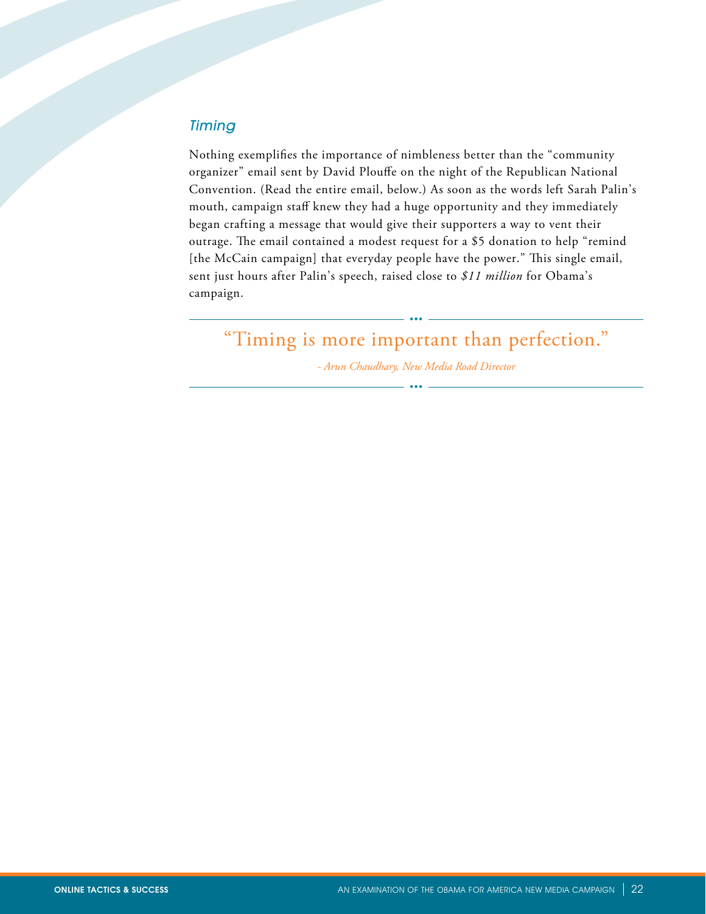### *Timing*

Nothing exemplifies the importance of nimbleness better than the "community organizer" email sent by David Plouffe on the night of the Republican National Convention. (Read the entire email, below.) As soon as the words left Sarah Palin's mouth, campaign staff knew they had a huge opportunity and they immediately began crafting a message that would give their supporters a way to vent their outrage. The email contained a modest request for a $5 donation to help "remind [the McCain campaign] that everyday people have the power." This single email, sent just hours after Palin's speech, raised close to *$11 million* for Obama's campaign.

> "Timing is more important than perfection."
>
> *- Arun Chaudhary, New Media Road Director*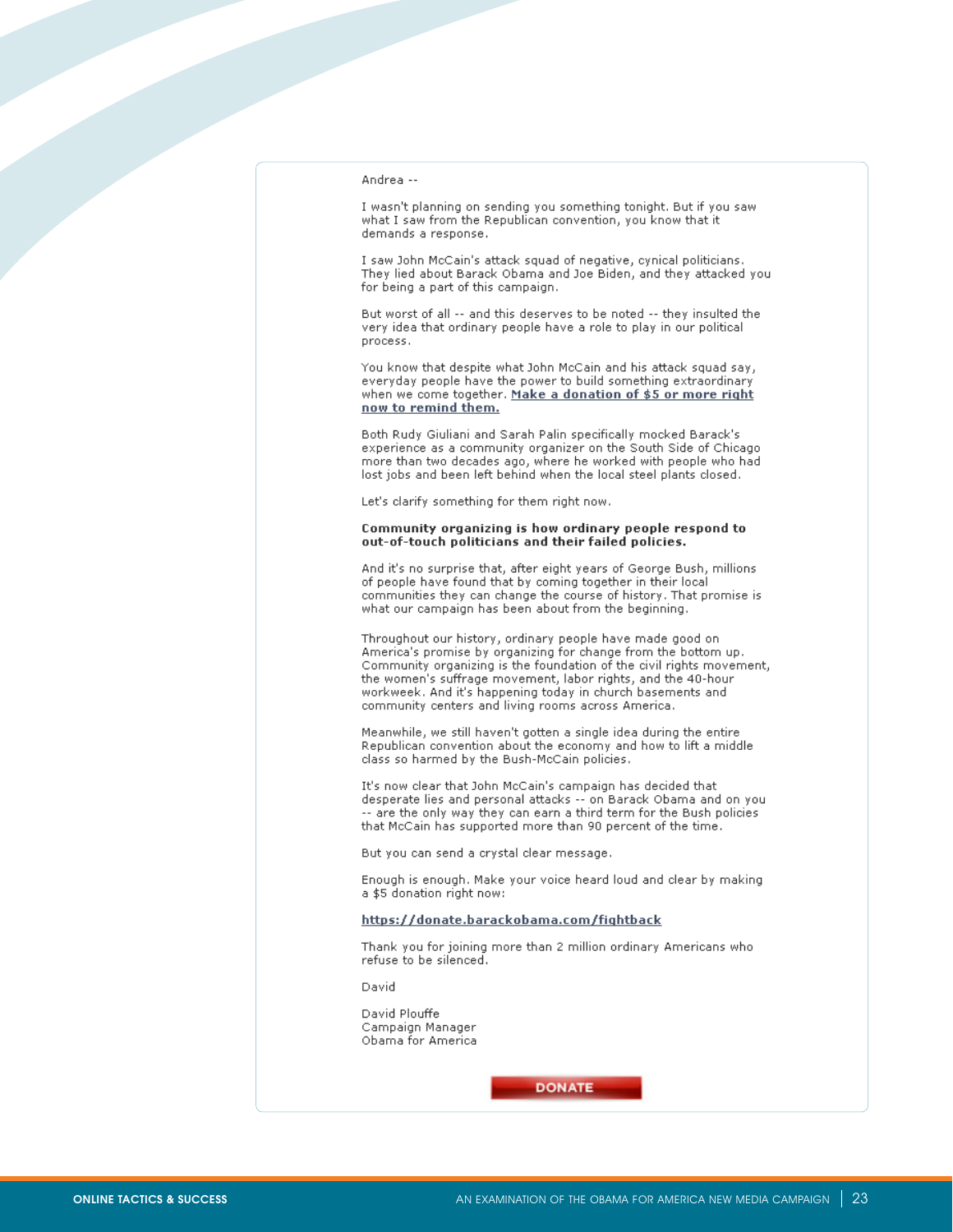Andrea --

I wasn't planning on sending you something tonight. But if you saw what I saw from the Republican convention, you know that it demands a response.

I saw John McCain's attack squad of negative, cynical politicians. They lied about Barack Obama and Joe Biden, and they attacked you for being a part of this campaign.

But worst of all -- and this deserves to be noted -- they insulted the very idea that ordinary people have a role to play in our political process.

You know that despite what John McCain and his attack squad say, everyday people have the power to build something extraordinary when we come together. **Make a donation of $5 or more right now to remind them.**

Both Rudy Giuliani and Sarah Palin specifically mocked Barack's experience as a community organizer on the South Side of Chicago more than two decades ago, where he worked with people who had lost jobs and been left behind when the local steel plants closed.

Let's clarify something for them right now.

**Community organizing is how ordinary people respond to out-of-touch politicians and their failed policies.**

And it's no surprise that, after eight years of George Bush, millions of people have found that by coming together in their local communities they can change the course of history. That promise is what our campaign has been about from the beginning.

Throughout our history, ordinary people have made good on America's promise by organizing for change from the bottom up. Community organizing is the foundation of the civil rights movement, the women's suffrage movement, labor rights, and the 40-hour workweek. And it's happening today in church basements and community centers and living rooms across America.

Meanwhile, we still haven't gotten a single idea during the entire Republican convention about the economy and how to lift a middle class so harmed by the Bush-McCain policies.

It's now clear that John McCain's campaign has decided that desperate lies and personal attacks -- on Barack Obama and on you -- are the only way they can earn a third term for the Bush policies that McCain has supported more than 90 percent of the time.

But you can send a crystal clear message.

Enough is enough. Make your voice heard loud and clear by making a $5 donation right now:

**https://donate.barackobama.com/fightback**

Thank you for joining more than 2 million ordinary Americans who refuse to be silenced.

David

David Plouffe
Campaign Manager
Obama for America

DONATE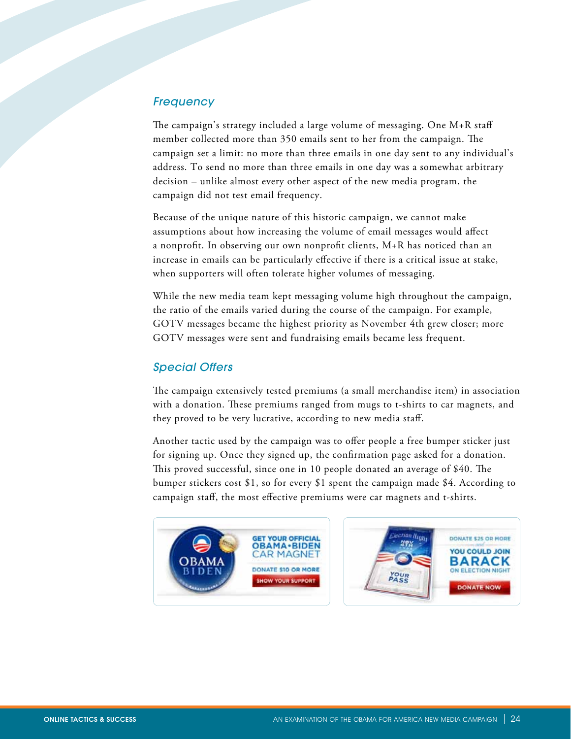### *Frequency*

The campaign's strategy included a large volume of messaging. One M+R staff member collected more than 350 emails sent to her from the campaign. The campaign set a limit: no more than three emails in one day sent to any individual's address. To send no more than three emails in one day was a somewhat arbitrary decision – unlike almost every other aspect of the new media program, the campaign did not test email frequency.

Because of the unique nature of this historic campaign, we cannot make assumptions about how increasing the volume of email messages would affect a nonprofit. In observing our own nonprofit clients, M+R has noticed than an increase in emails can be particularly effective if there is a critical issue at stake, when supporters will often tolerate higher volumes of messaging.

While the new media team kept messaging volume high throughout the campaign, the ratio of the emails varied during the course of the campaign. For example, GOTV messages became the highest priority as November 4th grew closer; more GOTV messages were sent and fundraising emails became less frequent.

### *Special Offers*

The campaign extensively tested premiums (a small merchandise item) in association with a donation. These premiums ranged from mugs to t-shirts to car magnets, and they proved to be very lucrative, according to new media staff.

Another tactic used by the campaign was to offer people a free bumper sticker just for signing up. Once they signed up, the confirmation page asked for a donation. This proved successful, since one in 10 people donated an average of $40. The bumper stickers cost $1, so for every $1 spent the campaign made $4. According to campaign staff, the most effective premiums were car magnets and t-shirts.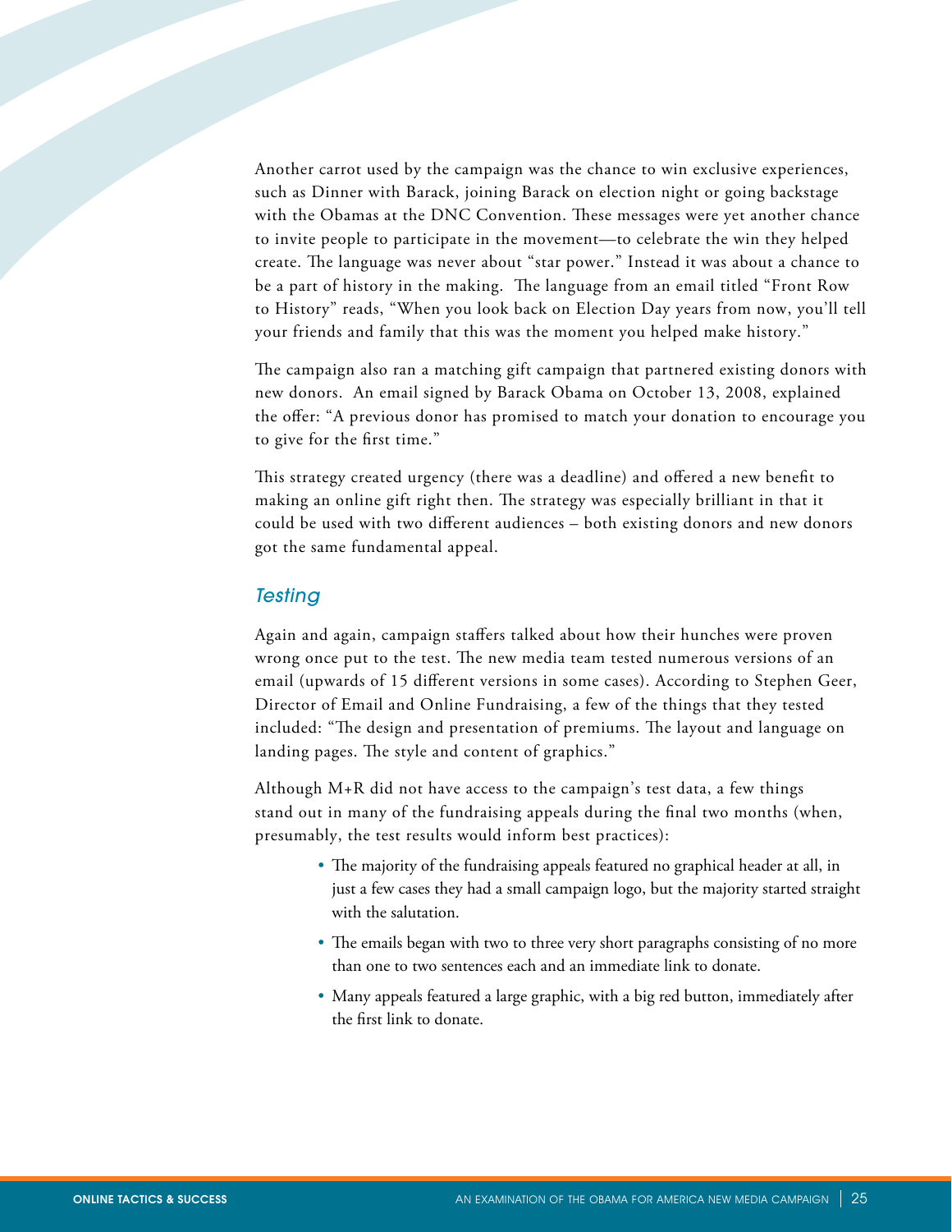Another carrot used by the campaign was the chance to win exclusive experiences, such as Dinner with Barack, joining Barack on election night or going backstage with the Obamas at the DNC Convention. These messages were yet another chance to invite people to participate in the movement—to celebrate the win they helped create. The language was never about "star power." Instead it was about a chance to be a part of history in the making. The language from an email titled "Front Row to History" reads, "When you look back on Election Day years from now, you'll tell your friends and family that this was the moment you helped make history."

The campaign also ran a matching gift campaign that partnered existing donors with new donors. An email signed by Barack Obama on October 13, 2008, explained the offer: "A previous donor has promised to match your donation to encourage you to give for the first time."

This strategy created urgency (there was a deadline) and offered a new benefit to making an online gift right then. The strategy was especially brilliant in that it could be used with two different audiences – both existing donors and new donors got the same fundamental appeal.

## *Testing*

Again and again, campaign staffers talked about how their hunches were proven wrong once put to the test. The new media team tested numerous versions of an email (upwards of 15 different versions in some cases). According to Stephen Geer, Director of Email and Online Fundraising, a few of the things that they tested included: "The design and presentation of premiums. The layout and language on landing pages. The style and content of graphics."

Although M+R did not have access to the campaign's test data, a few things stand out in many of the fundraising appeals during the final two months (when, presumably, the test results would inform best practices):

- The majority of the fundraising appeals featured no graphical header at all, in just a few cases they had a small campaign logo, but the majority started straight with the salutation.
- The emails began with two to three very short paragraphs consisting of no more than one to two sentences each and an immediate link to donate.
- Many appeals featured a large graphic, with a big red button, immediately after the first link to donate.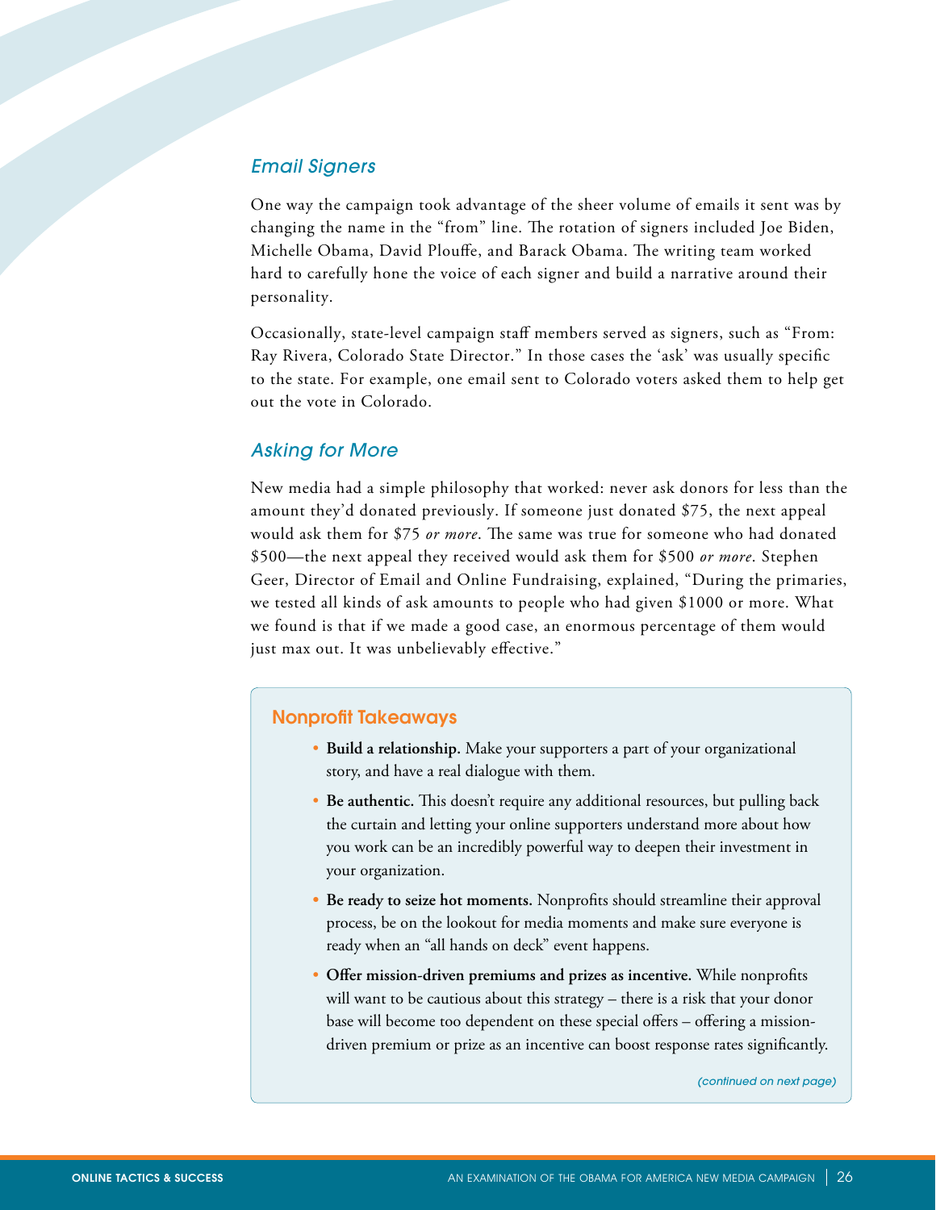### *Email Signers*

One way the campaign took advantage of the sheer volume of emails it sent was by changing the name in the "from" line. The rotation of signers included Joe Biden, Michelle Obama, David Plouffe, and Barack Obama. The writing team worked hard to carefully hone the voice of each signer and build a narrative around their personality.

Occasionally, state-level campaign staff members served as signers, such as "From: Ray Rivera, Colorado State Director." In those cases the 'ask' was usually specific to the state. For example, one email sent to Colorado voters asked them to help get out the vote in Colorado.

### *Asking for More*

New media had a simple philosophy that worked: never ask donors for less than the amount they'd donated previously. If someone just donated $75, the next appeal would ask them for $75 *or more*. The same was true for someone who had donated $500—the next appeal they received would ask them for $500 *or more*. Stephen Geer, Director of Email and Online Fundraising, explained, "During the primaries, we tested all kinds of ask amounts to people who had given $1000 or more. What we found is that if we made a good case, an enormous percentage of them would just max out. It was unbelievably effective."

#### Nonprofit Takeaways

- **Build a relationship.** Make your supporters a part of your organizational story, and have a real dialogue with them.
- **Be authentic.** This doesn't require any additional resources, but pulling back the curtain and letting your online supporters understand more about how you work can be an incredibly powerful way to deepen their investment in your organization.
- **Be ready to seize hot moments.** Nonprofits should streamline their approval process, be on the lookout for media moments and make sure everyone is ready when an "all hands on deck" event happens.
- **Offer mission-driven premiums and prizes as incentive.** While nonprofits will want to be cautious about this strategy – there is a risk that your donor base will become too dependent on these special offers – offering a mission-driven premium or prize as an incentive can boost response rates significantly.

*(continued on next page)*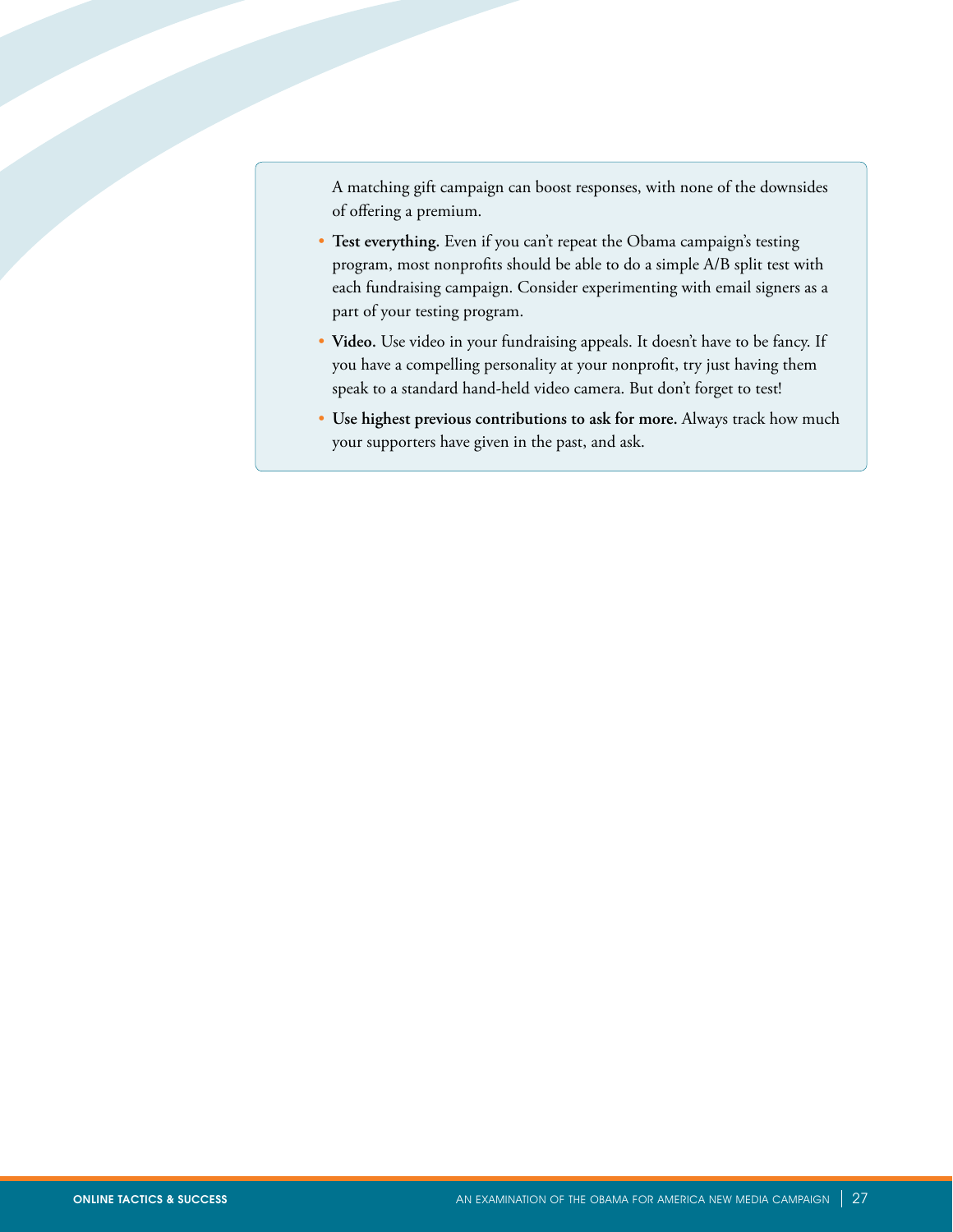A matching gift campaign can boost responses, with none of the downsides of offering a premium.

- **Test everything.** Even if you can't repeat the Obama campaign's testing program, most nonprofits should be able to do a simple A/B split test with each fundraising campaign. Consider experimenting with email signers as a part of your testing program.
- **Video.** Use video in your fundraising appeals. It doesn't have to be fancy. If you have a compelling personality at your nonprofit, try just having them speak to a standard hand-held video camera. But don't forget to test!
- **Use highest previous contributions to ask for more.** Always track how much your supporters have given in the past, and ask.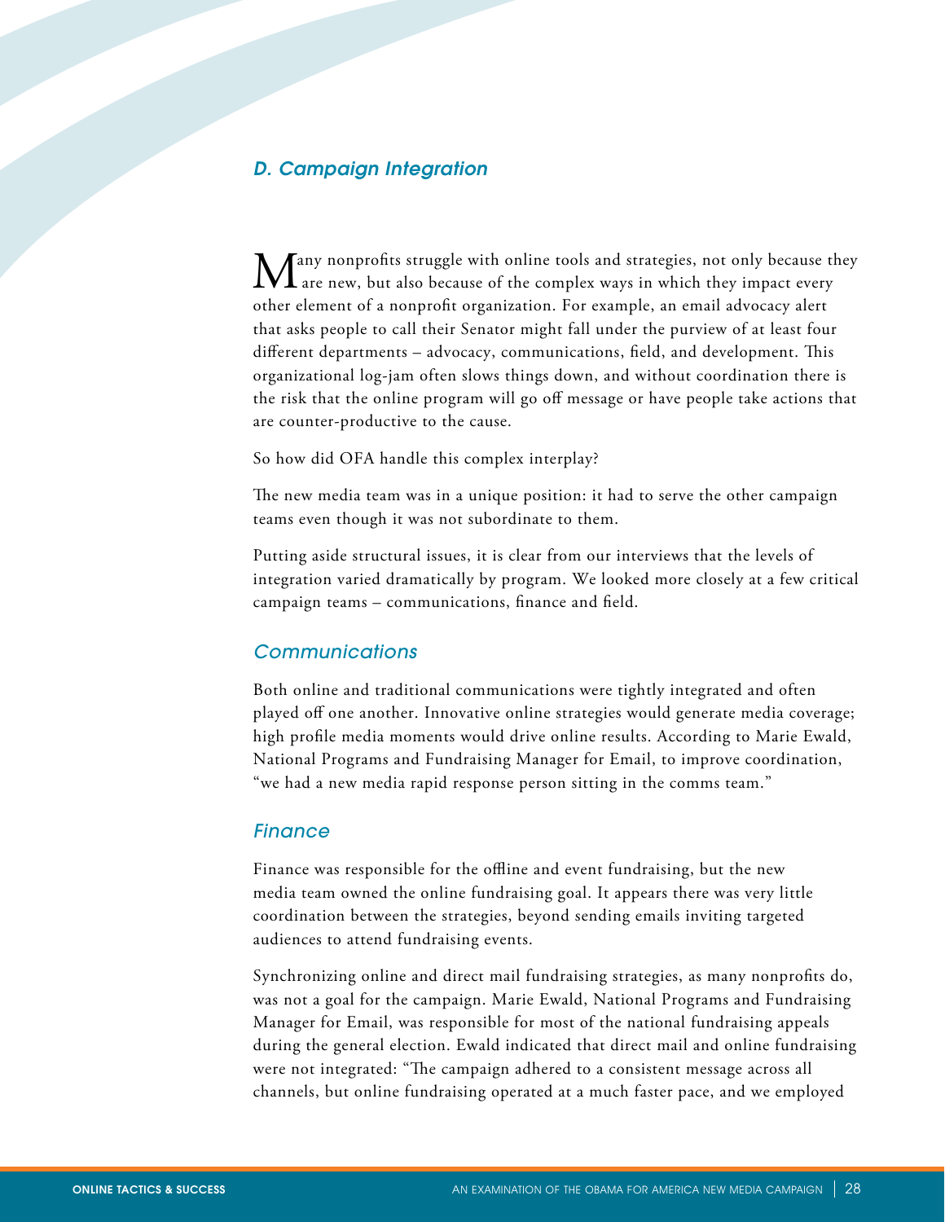## *D. Campaign Integration*

Many nonprofits struggle with online tools and strategies, not only because they are new, but also because of the complex ways in which they impact every other element of a nonprofit organization. For example, an email advocacy alert that asks people to call their Senator might fall under the purview of at least four different departments – advocacy, communications, field, and development. This organizational log-jam often slows things down, and without coordination there is the risk that the online program will go off message or have people take actions that are counter-productive to the cause.

So how did OFA handle this complex interplay?

The new media team was in a unique position: it had to serve the other campaign teams even though it was not subordinate to them.

Putting aside structural issues, it is clear from our interviews that the levels of integration varied dramatically by program. We looked more closely at a few critical campaign teams – communications, finance and field.

### *Communications*

Both online and traditional communications were tightly integrated and often played off one another. Innovative online strategies would generate media coverage; high profile media moments would drive online results. According to Marie Ewald, National Programs and Fundraising Manager for Email, to improve coordination, "we had a new media rapid response person sitting in the comms team."

### *Finance*

Finance was responsible for the offline and event fundraising, but the new media team owned the online fundraising goal. It appears there was very little coordination between the strategies, beyond sending emails inviting targeted audiences to attend fundraising events.

Synchronizing online and direct mail fundraising strategies, as many nonprofits do, was not a goal for the campaign. Marie Ewald, National Programs and Fundraising Manager for Email, was responsible for most of the national fundraising appeals during the general election. Ewald indicated that direct mail and online fundraising were not integrated: "The campaign adhered to a consistent message across all channels, but online fundraising operated at a much faster pace, and we employed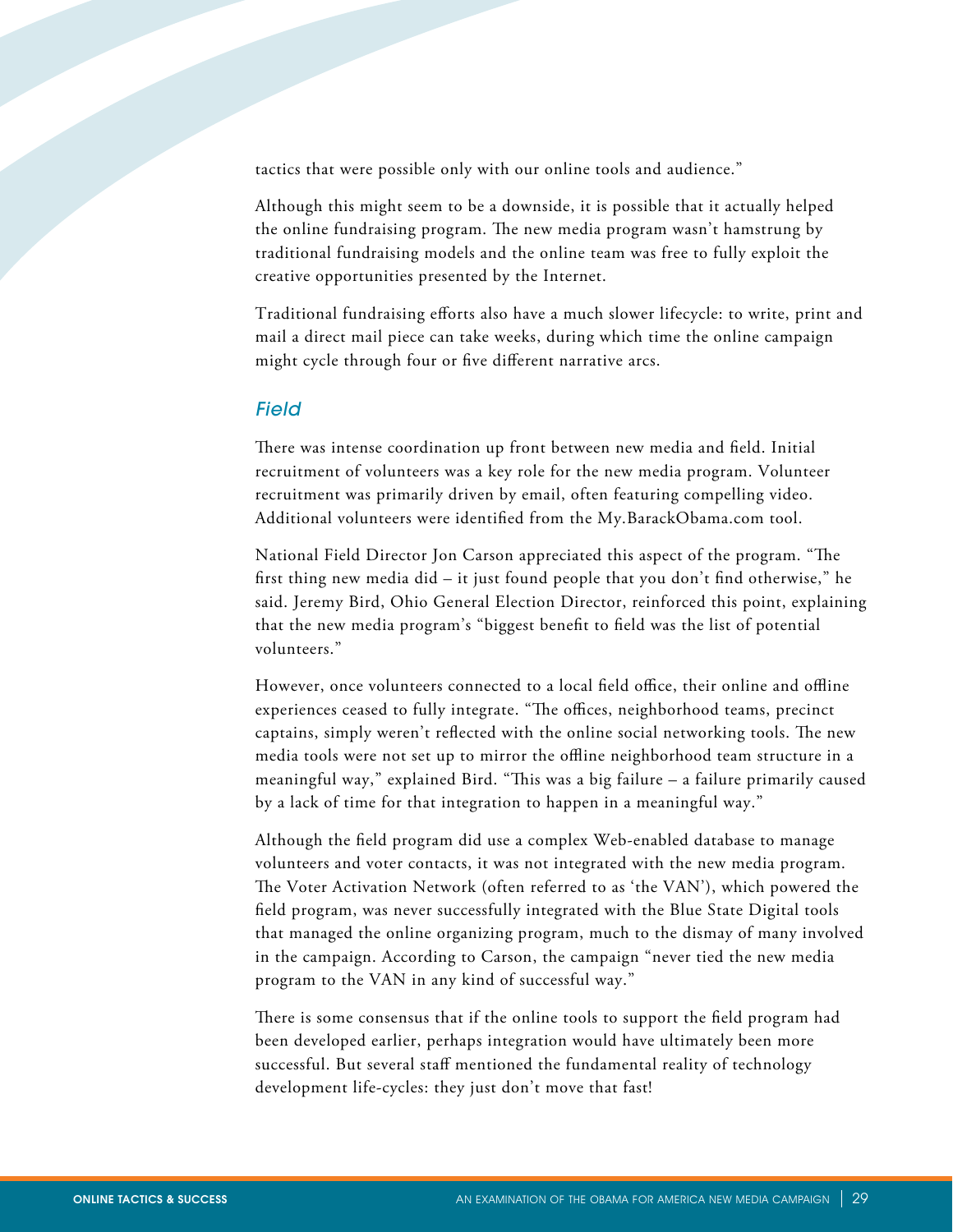tactics that were possible only with our online tools and audience."

Although this might seem to be a downside, it is possible that it actually helped the online fundraising program. The new media program wasn't hamstrung by traditional fundraising models and the online team was free to fully exploit the creative opportunities presented by the Internet.

Traditional fundraising efforts also have a much slower lifecycle: to write, print and mail a direct mail piece can take weeks, during which time the online campaign might cycle through four or five different narrative arcs.

### *Field*

There was intense coordination up front between new media and field. Initial recruitment of volunteers was a key role for the new media program. Volunteer recruitment was primarily driven by email, often featuring compelling video. Additional volunteers were identified from the My.BarackObama.com tool.

National Field Director Jon Carson appreciated this aspect of the program. "The first thing new media did – it just found people that you don't find otherwise," he said. Jeremy Bird, Ohio General Election Director, reinforced this point, explaining that the new media program's "biggest benefit to field was the list of potential volunteers."

However, once volunteers connected to a local field office, their online and offline experiences ceased to fully integrate. "The offices, neighborhood teams, precinct captains, simply weren't reflected with the online social networking tools. The new media tools were not set up to mirror the offline neighborhood team structure in a meaningful way," explained Bird. "This was a big failure – a failure primarily caused by a lack of time for that integration to happen in a meaningful way."

Although the field program did use a complex Web-enabled database to manage volunteers and voter contacts, it was not integrated with the new media program. The Voter Activation Network (often referred to as 'the VAN'), which powered the field program, was never successfully integrated with the Blue State Digital tools that managed the online organizing program, much to the dismay of many involved in the campaign. According to Carson, the campaign "never tied the new media program to the VAN in any kind of successful way."

There is some consensus that if the online tools to support the field program had been developed earlier, perhaps integration would have ultimately been more successful. But several staff mentioned the fundamental reality of technology development life-cycles: they just don't move that fast!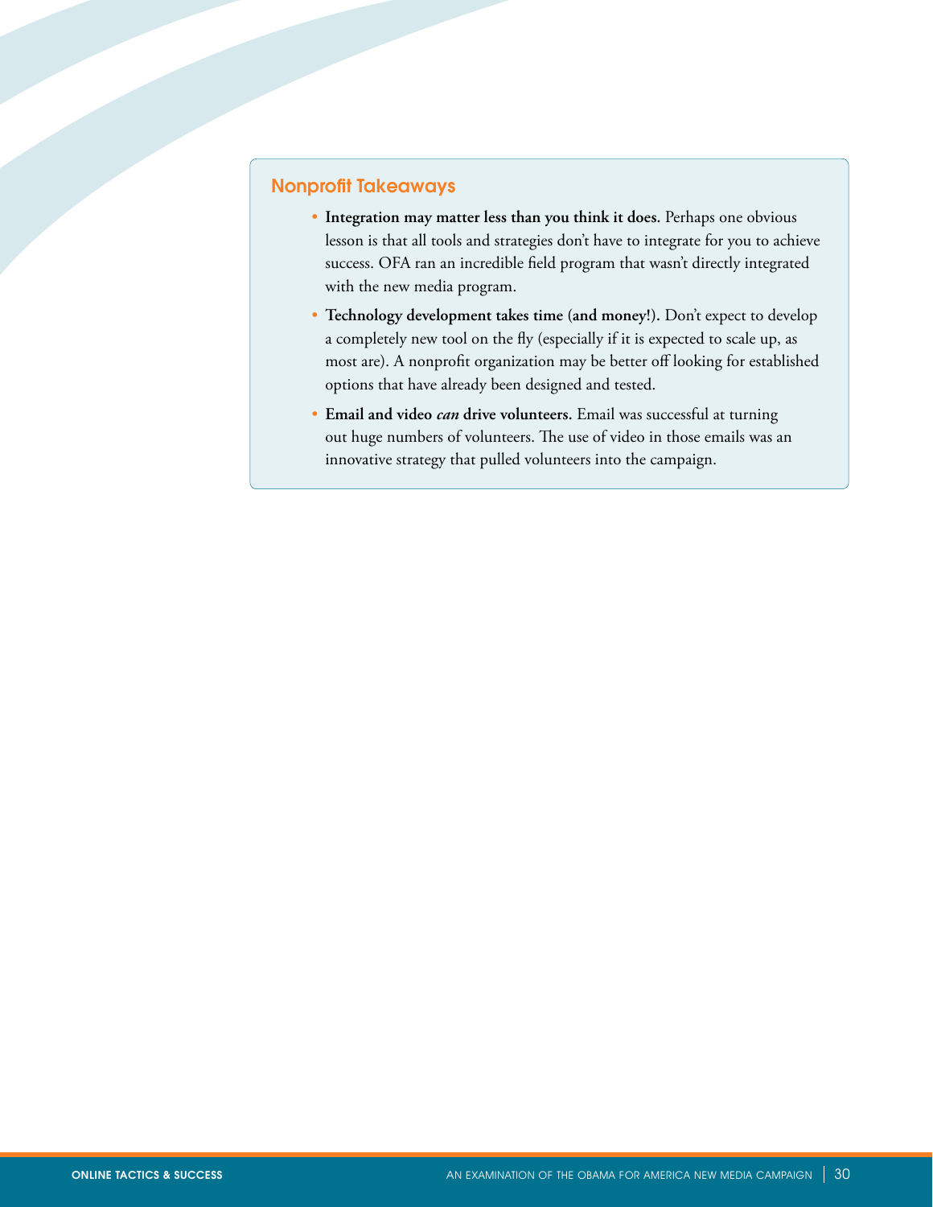## Nonprofit Takeaways

- **Integration may matter less than you think it does.** Perhaps one obvious lesson is that all tools and strategies don't have to integrate for you to achieve success. OFA ran an incredible field program that wasn't directly integrated with the new media program.
- **Technology development takes time (and money!).** Don't expect to develop a completely new tool on the fly (especially if it is expected to scale up, as most are). A nonprofit organization may be better off looking for established options that have already been designed and tested.
- **Email and video *can* drive volunteers.** Email was successful at turning out huge numbers of volunteers. The use of video in those emails was an innovative strategy that pulled volunteers into the campaign.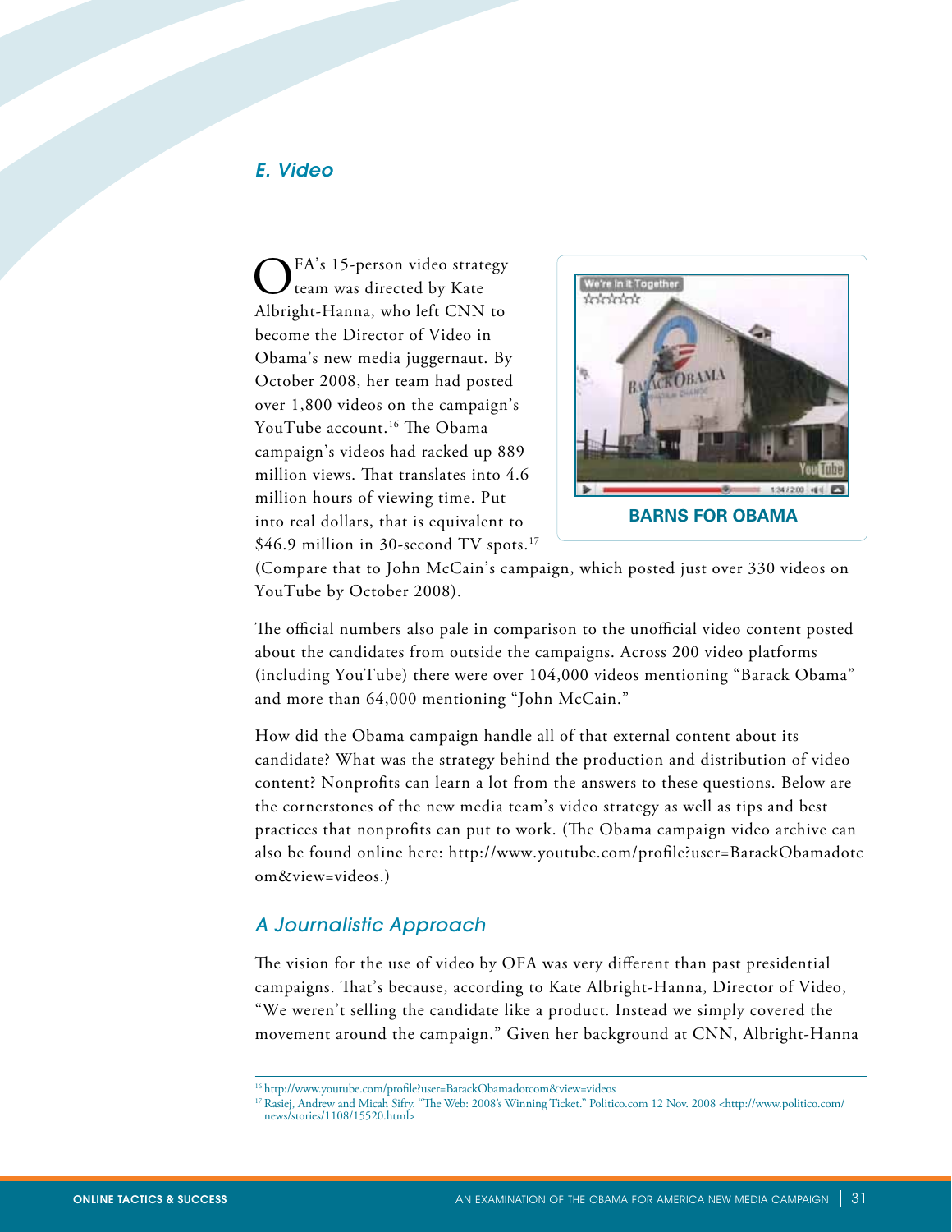## *E. Video*

OFA's 15-person video strategy team was directed by Kate Albright-Hanna, who left CNN to become the Director of Video in Obama's new media juggernaut. By October 2008, her team had posted over 1,800 videos on the campaign's YouTube account.[16] The Obama campaign's videos had racked up 889 million views. That translates into 4.6 million hours of viewing time. Put into real dollars, that is equivalent to $46.9 million in 30-second TV spots.[17] (Compare that to John McCain's campaign, which posted just over 330 videos on YouTube by October 2008).

**BARNS FOR OBAMA**

The official numbers also pale in comparison to the unofficial video content posted about the candidates from outside the campaigns. Across 200 video platforms (including YouTube) there were over 104,000 videos mentioning "Barack Obama" and more than 64,000 mentioning "John McCain."

How did the Obama campaign handle all of that external content about its candidate? What was the strategy behind the production and distribution of video content? Nonprofits can learn a lot from the answers to these questions. Below are the cornerstones of the new media team's video strategy as well as tips and best practices that nonprofits can put to work. (The Obama campaign video archive can also be found online here: http://www.youtube.com/profile?user=BarackObamadotcom&view=videos.)

### *A Journalistic Approach*

The vision for the use of video by OFA was very different than past presidential campaigns. That's because, according to Kate Albright-Hanna, Director of Video, "We weren't selling the candidate like a product. Instead we simply covered the movement around the campaign." Given her background at CNN, Albright-Hanna

---

[16] http://www.youtube.com/profile?user=BarackObamadotcom&view=videos

[17] Rasiej, Andrew and Micah Sifry. "The Web: 2008's Winning Ticket." Politico.com 12 Nov. 2008 <http://www.politico.com/news/stories/1108/15520.html>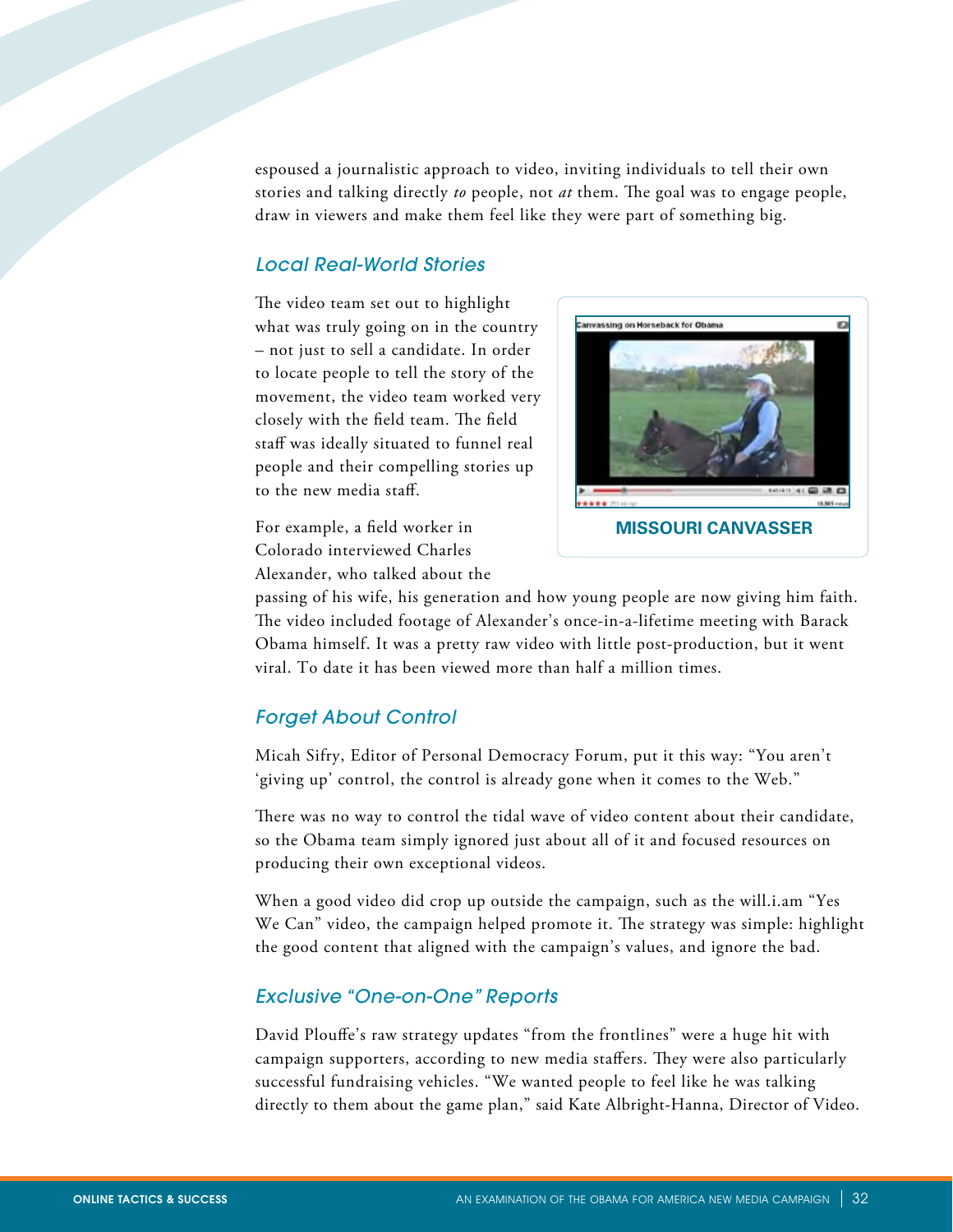espoused a journalistic approach to video, inviting individuals to tell their own stories and talking directly *to* people, not *at* them. The goal was to engage people, draw in viewers and make them feel like they were part of something big.

### *Local Real-World Stories*

The video team set out to highlight what was truly going on in the country – not just to sell a candidate. In order to locate people to tell the story of the movement, the video team worked very closely with the field team. The field staff was ideally situated to funnel real people and their compelling stories up to the new media staff.

MISSOURI CANVASSER

For example, a field worker in Colorado interviewed Charles Alexander, who talked about the passing of his wife, his generation and how young people are now giving him faith. The video included footage of Alexander's once-in-a-lifetime meeting with Barack Obama himself. It was a pretty raw video with little post-production, but it went viral. To date it has been viewed more than half a million times.

### *Forget About Control*

Micah Sifry, Editor of Personal Democracy Forum, put it this way: "You aren't 'giving up' control, the control is already gone when it comes to the Web."

There was no way to control the tidal wave of video content about their candidate, so the Obama team simply ignored just about all of it and focused resources on producing their own exceptional videos.

When a good video did crop up outside the campaign, such as the will.i.am "Yes We Can" video, the campaign helped promote it. The strategy was simple: highlight the good content that aligned with the campaign's values, and ignore the bad.

### *Exclusive "One-on-One" Reports*

David Plouffe's raw strategy updates "from the frontlines" were a huge hit with campaign supporters, according to new media staffers. They were also particularly successful fundraising vehicles. "We wanted people to feel like he was talking directly to them about the game plan," said Kate Albright-Hanna, Director of Video.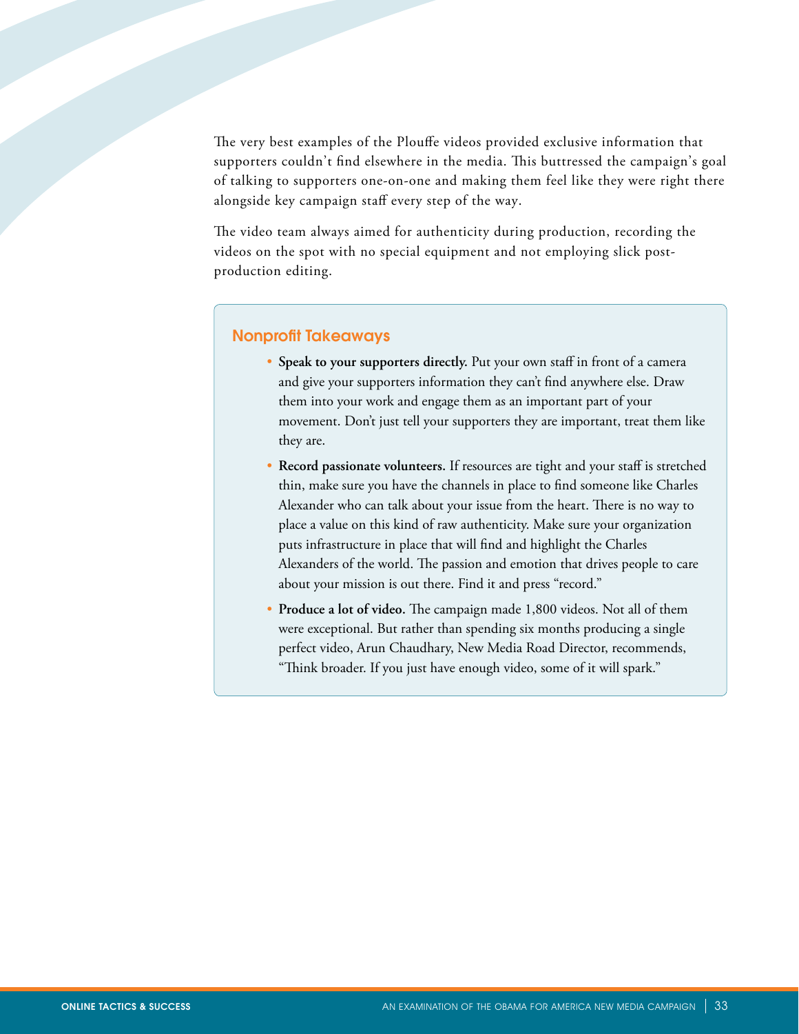The very best examples of the Plouffe videos provided exclusive information that supporters couldn't find elsewhere in the media. This buttressed the campaign's goal of talking to supporters one-on-one and making them feel like they were right there alongside key campaign staff every step of the way.

The video team always aimed for authenticity during production, recording the videos on the spot with no special equipment and not employing slick post-production editing.

### Nonprofit Takeaways

- **Speak to your supporters directly.** Put your own staff in front of a camera and give your supporters information they can't find anywhere else. Draw them into your work and engage them as an important part of your movement. Don't just tell your supporters they are important, treat them like they are.
- **Record passionate volunteers.** If resources are tight and your staff is stretched thin, make sure you have the channels in place to find someone like Charles Alexander who can talk about your issue from the heart. There is no way to place a value on this kind of raw authenticity. Make sure your organization puts infrastructure in place that will find and highlight the Charles Alexanders of the world. The passion and emotion that drives people to care about your mission is out there. Find it and press "record."
- **Produce a lot of video.** The campaign made 1,800 videos. Not all of them were exceptional. But rather than spending six months producing a single perfect video, Arun Chaudhary, New Media Road Director, recommends, "Think broader. If you just have enough video, some of it will spark."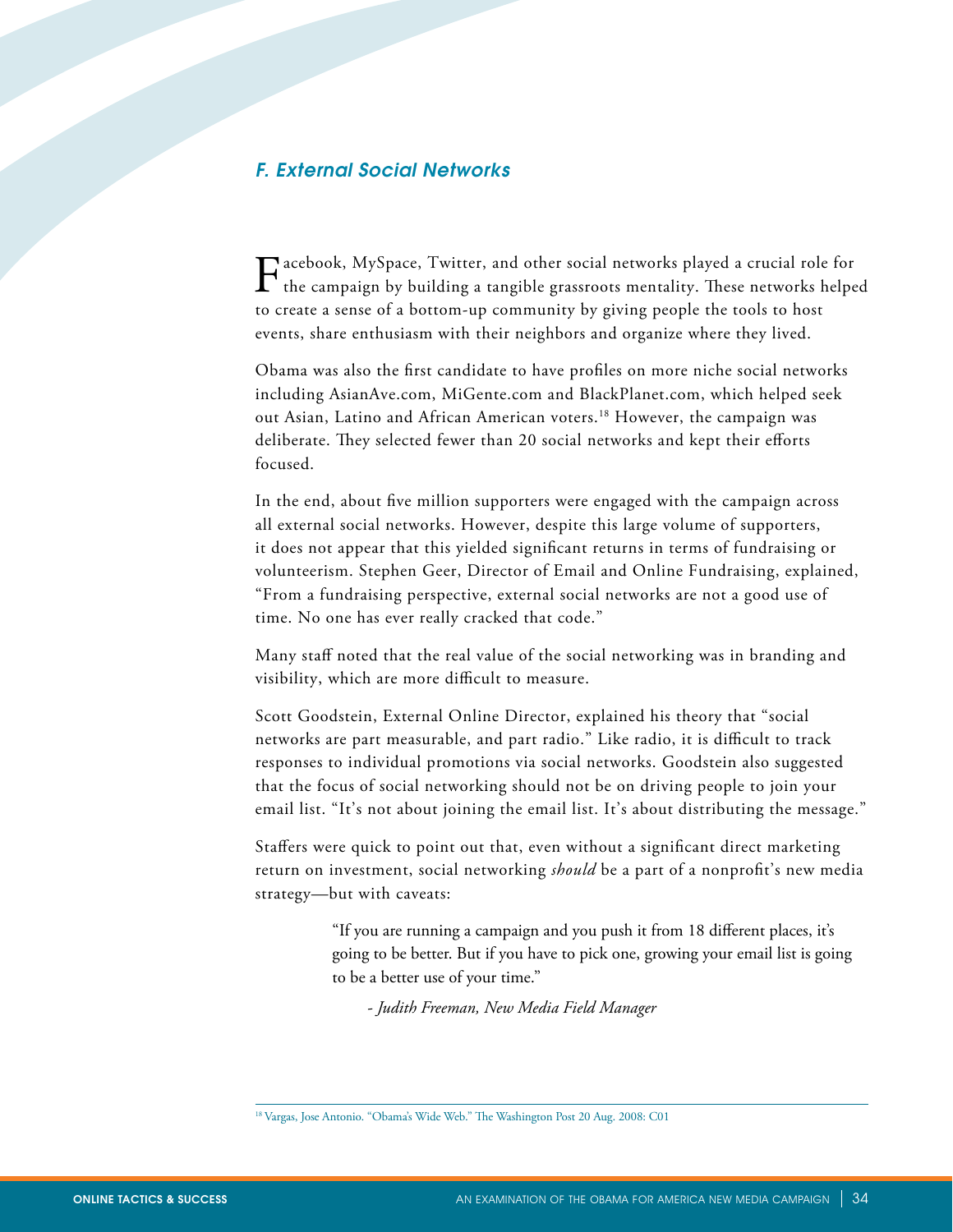## *F. External Social Networks*

Facebook, MySpace, Twitter, and other social networks played a crucial role for the campaign by building a tangible grassroots mentality. These networks helped to create a sense of a bottom-up community by giving people the tools to host events, share enthusiasm with their neighbors and organize where they lived.

Obama was also the first candidate to have profiles on more niche social networks including AsianAve.com, MiGente.com and BlackPlanet.com, which helped seek out Asian, Latino and African American voters.[18] However, the campaign was deliberate. They selected fewer than 20 social networks and kept their efforts focused.

In the end, about five million supporters were engaged with the campaign across all external social networks. However, despite this large volume of supporters, it does not appear that this yielded significant returns in terms of fundraising or volunteerism. Stephen Geer, Director of Email and Online Fundraising, explained, "From a fundraising perspective, external social networks are not a good use of time. No one has ever really cracked that code."

Many staff noted that the real value of the social networking was in branding and visibility, which are more difficult to measure.

Scott Goodstein, External Online Director, explained his theory that "social networks are part measurable, and part radio." Like radio, it is difficult to track responses to individual promotions via social networks. Goodstein also suggested that the focus of social networking should not be on driving people to join your email list. "It's not about joining the email list. It's about distributing the message."

Staffers were quick to point out that, even without a significant direct marketing return on investment, social networking *should* be a part of a nonprofit's new media strategy—but with caveats:

> "If you are running a campaign and you push it from 18 different places, it's going to be better. But if you have to pick one, growing your email list is going to be a better use of your time."
>
> *- Judith Freeman, New Media Field Manager*

---

[18] Vargas, Jose Antonio. "Obama's Wide Web." The Washington Post 20 Aug. 2008: C01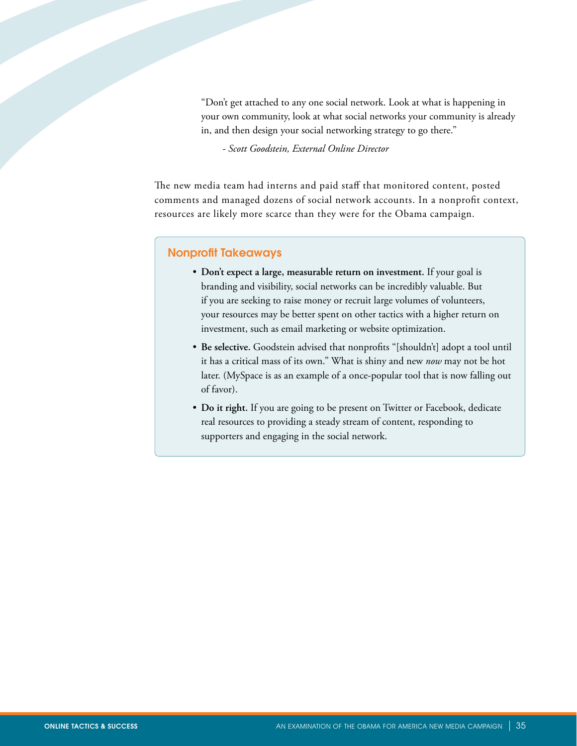> "Don't get attached to any one social network. Look at what is happening in your own community, look at what social networks your community is already in, and then design your social networking strategy to go there."
>
> *- Scott Goodstein, External Online Director*

The new media team had interns and paid staff that monitored content, posted comments and managed dozens of social network accounts. In a nonprofit context, resources are likely more scarce than they were for the Obama campaign.

### Nonprofit Takeaways

- **Don't expect a large, measurable return on investment.** If your goal is branding and visibility, social networks can be incredibly valuable. But if you are seeking to raise money or recruit large volumes of volunteers, your resources may be better spent on other tactics with a higher return on investment, such as email marketing or website optimization.
- **Be selective.** Goodstein advised that nonprofits "[shouldn't] adopt a tool until it has a critical mass of its own." What is shiny and new *now* may not be hot later. (MySpace is as an example of a once-popular tool that is now falling out of favor).
- **Do it right.** If you are going to be present on Twitter or Facebook, dedicate real resources to providing a steady stream of content, responding to supporters and engaging in the social network.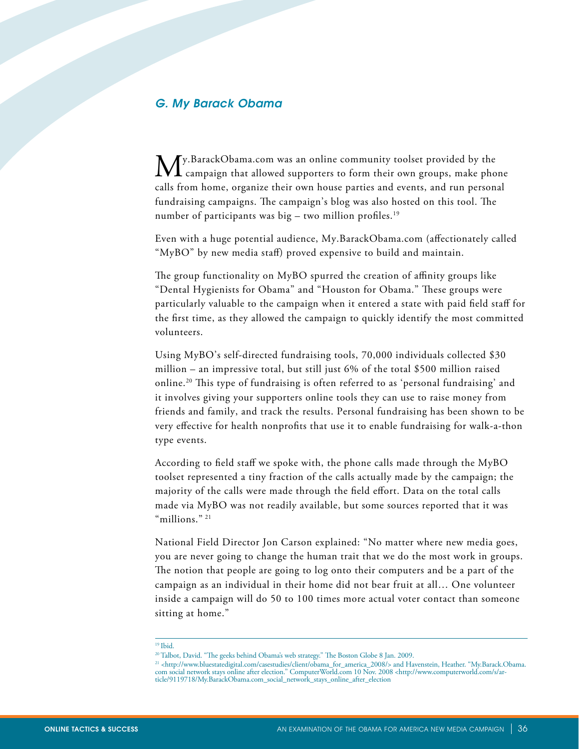### G. My Barack Obama

My.BarackObama.com was an online community toolset provided by the campaign that allowed supporters to form their own groups, make phone calls from home, organize their own house parties and events, and run personal fundraising campaigns. The campaign's blog was also hosted on this tool. The number of participants was big – two million profiles.[19]

Even with a huge potential audience, My.BarackObama.com (affectionately called "MyBO" by new media staff) proved expensive to build and maintain.

The group functionality on MyBO spurred the creation of affinity groups like "Dental Hygienists for Obama" and "Houston for Obama." These groups were particularly valuable to the campaign when it entered a state with paid field staff for the first time, as they allowed the campaign to quickly identify the most committed volunteers.

Using MyBO's self-directed fundraising tools, 70,000 individuals collected $30 million – an impressive total, but still just 6% of the total $500 million raised online.[20] This type of fundraising is often referred to as 'personal fundraising' and it involves giving your supporters online tools they can use to raise money from friends and family, and track the results. Personal fundraising has been shown to be very effective for health nonprofits that use it to enable fundraising for walk-a-thon type events.

According to field staff we spoke with, the phone calls made through the MyBO toolset represented a tiny fraction of the calls actually made by the campaign; the majority of the calls were made through the field effort. Data on the total calls made via MyBO was not readily available, but some sources reported that it was "millions." [21]

National Field Director Jon Carson explained: "No matter where new media goes, you are never going to change the human trait that we do the most work in groups. The notion that people are going to log onto their computers and be a part of the campaign as an individual in their home did not bear fruit at all… One volunteer inside a campaign will do 50 to 100 times more actual voter contact than someone sitting at home."

---

[19] Ibid.

[20] Talbot, David. "The geeks behind Obama's web strategy." The Boston Globe 8 Jan. 2009.

[21] <http://www.bluestatedigital.com/casestudies/client/obama_for_america_2008/> and Havenstein, Heather. "My.Barack.Obama.com social network stays online after election." ComputerWorld.com 10 Nov. 2008 <http://www.computerworld.com/s/article/9119718/My.BarackObama.com_social_network_stays_online_after_election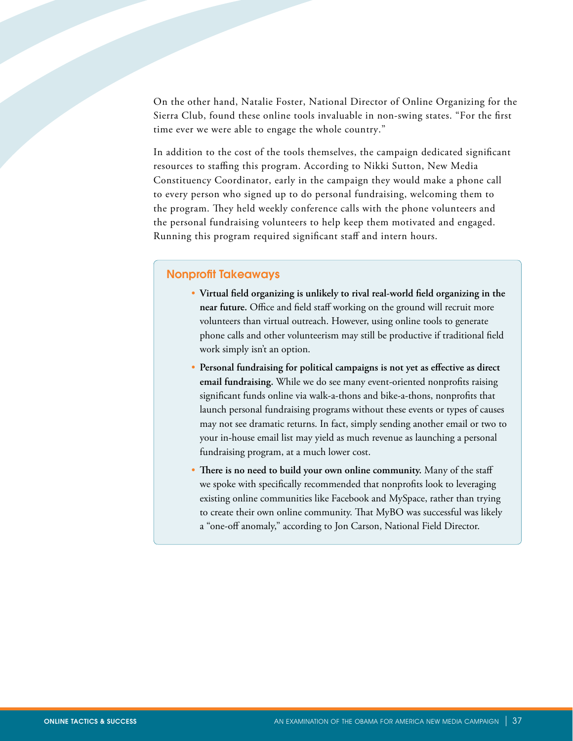On the other hand, Natalie Foster, National Director of Online Organizing for the Sierra Club, found these online tools invaluable in non-swing states. "For the first time ever we were able to engage the whole country."

In addition to the cost of the tools themselves, the campaign dedicated significant resources to staffing this program. According to Nikki Sutton, New Media Constituency Coordinator, early in the campaign they would make a phone call to every person who signed up to do personal fundraising, welcoming them to the program. They held weekly conference calls with the phone volunteers and the personal fundraising volunteers to help keep them motivated and engaged. Running this program required significant staff and intern hours.

## Nonprofit Takeaways

- **Virtual field organizing is unlikely to rival real-world field organizing in the near future.** Office and field staff working on the ground will recruit more volunteers than virtual outreach. However, using online tools to generate phone calls and other volunteerism may still be productive if traditional field work simply isn't an option.
- **Personal fundraising for political campaigns is not yet as effective as direct email fundraising.** While we do see many event-oriented nonprofits raising significant funds online via walk-a-thons and bike-a-thons, nonprofits that launch personal fundraising programs without these events or types of causes may not see dramatic returns. In fact, simply sending another email or two to your in-house email list may yield as much revenue as launching a personal fundraising program, at a much lower cost.
- **There is no need to build your own online community.** Many of the staff we spoke with specifically recommended that nonprofits look to leveraging existing online communities like Facebook and MySpace, rather than trying to create their own online community. That MyBO was successful was likely a "one-off anomaly," according to Jon Carson, National Field Director.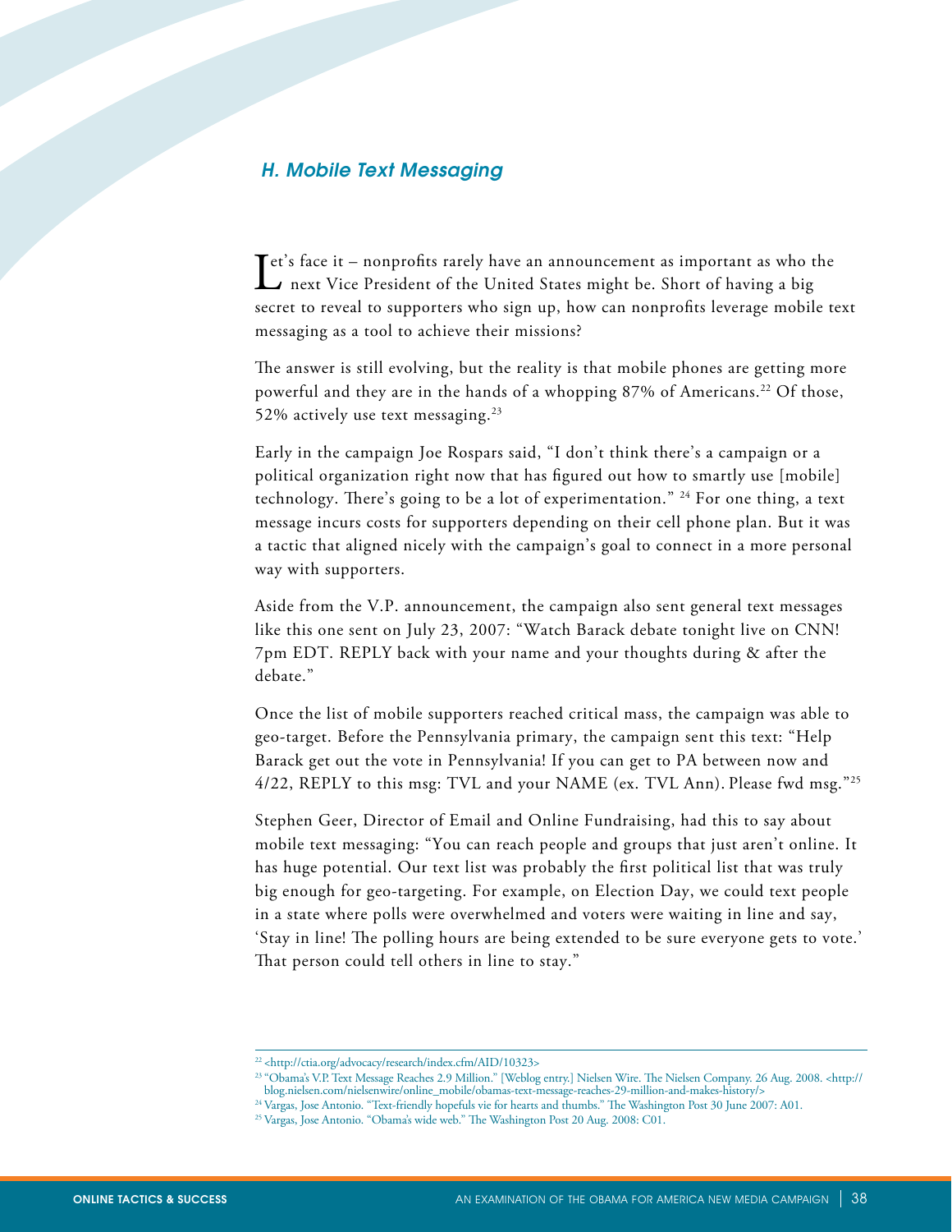## *H. Mobile Text Messaging*

Let's face it – nonprofits rarely have an announcement as important as who the next Vice President of the United States might be. Short of having a big secret to reveal to supporters who sign up, how can nonprofits leverage mobile text messaging as a tool to achieve their missions?

The answer is still evolving, but the reality is that mobile phones are getting more powerful and they are in the hands of a whopping 87% of Americans.[22] Of those, 52% actively use text messaging.[23]

Early in the campaign Joe Rospars said, "I don't think there's a campaign or a political organization right now that has figured out how to smartly use [mobile] technology. There's going to be a lot of experimentation." [24] For one thing, a text message incurs costs for supporters depending on their cell phone plan. But it was a tactic that aligned nicely with the campaign's goal to connect in a more personal way with supporters.

Aside from the V.P. announcement, the campaign also sent general text messages like this one sent on July 23, 2007: "Watch Barack debate tonight live on CNN! 7pm EDT. REPLY back with your name and your thoughts during & after the debate."

Once the list of mobile supporters reached critical mass, the campaign was able to geo-target. Before the Pennsylvania primary, the campaign sent this text: "Help Barack get out the vote in Pennsylvania! If you can get to PA between now and 4/22, REPLY to this msg: TVL and your NAME (ex. TVL Ann). Please fwd msg."[25]

Stephen Geer, Director of Email and Online Fundraising, had this to say about mobile text messaging: "You can reach people and groups that just aren't online. It has huge potential. Our text list was probably the first political list that was truly big enough for geo-targeting. For example, on Election Day, we could text people in a state where polls were overwhelmed and voters were waiting in line and say, 'Stay in line! The polling hours are being extended to be sure everyone gets to vote.' That person could tell others in line to stay."

---

[22] <http://ctia.org/advocacy/research/index.cfm/AID/10323>

[23] "Obama's V.P. Text Message Reaches 2.9 Million." [Weblog entry.] Nielsen Wire. The Nielsen Company. 26 Aug. 2008. <http://blog.nielsen.com/nielsenwire/online_mobile/obamas-text-message-reaches-29-million-and-makes-history/>

[24] Vargas, Jose Antonio. "Text-friendly hopefuls vie for hearts and thumbs." The Washington Post 30 June 2007: A01.

[25] Vargas, Jose Antonio. "Obama's wide web." The Washington Post 20 Aug. 2008: C01.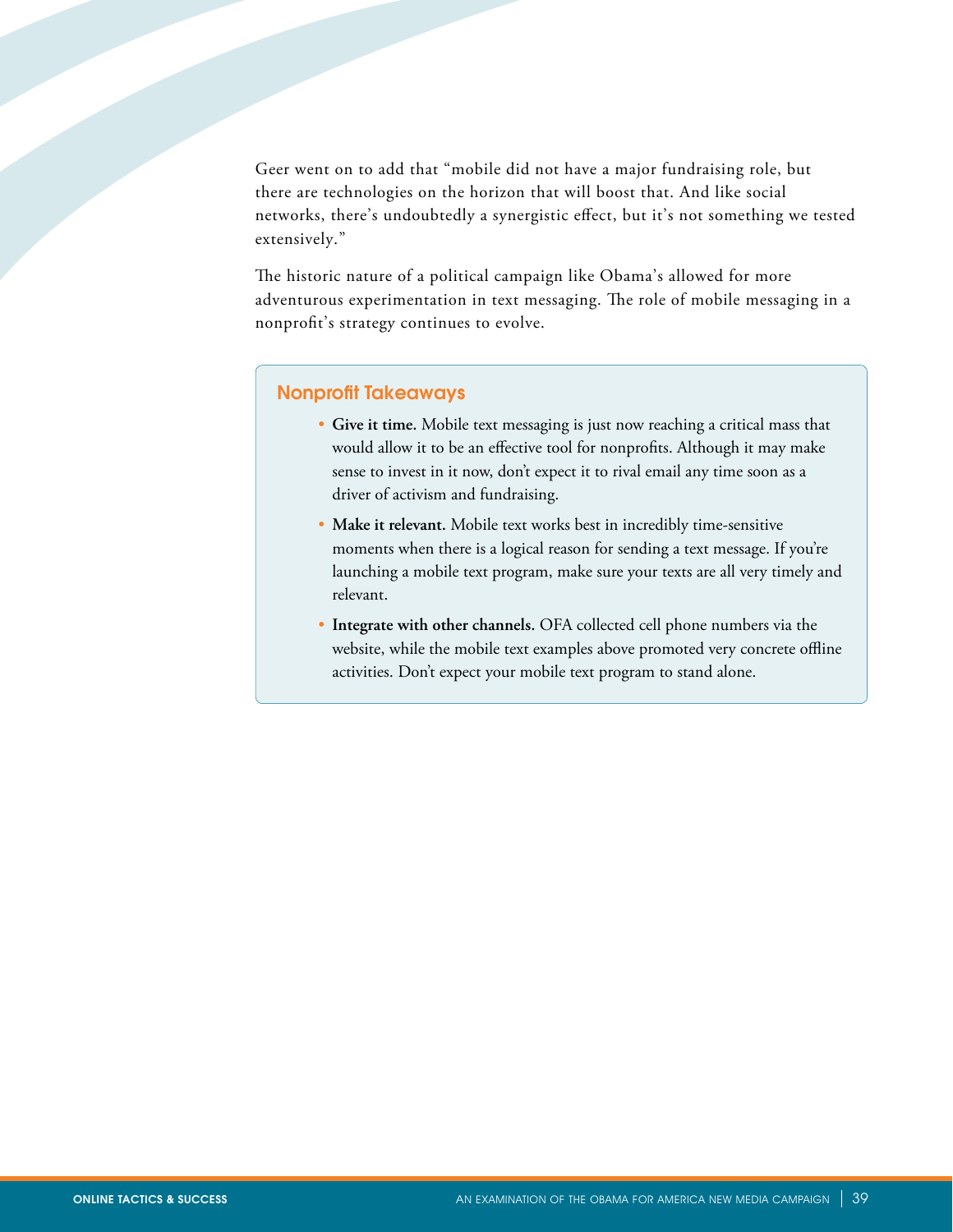Geer went on to add that "mobile did not have a major fundraising role, but there are technologies on the horizon that will boost that. And like social networks, there's undoubtedly a synergistic effect, but it's not something we tested extensively."

The historic nature of a political campaign like Obama's allowed for more adventurous experimentation in text messaging. The role of mobile messaging in a nonprofit's strategy continues to evolve.

### Nonprofit Takeaways

- **Give it time.** Mobile text messaging is just now reaching a critical mass that would allow it to be an effective tool for nonprofits. Although it may make sense to invest in it now, don't expect it to rival email any time soon as a driver of activism and fundraising.
- **Make it relevant.** Mobile text works best in incredibly time-sensitive moments when there is a logical reason for sending a text message. If you're launching a mobile text program, make sure your texts are all very timely and relevant.
- **Integrate with other channels.** OFA collected cell phone numbers via the website, while the mobile text examples above promoted very concrete offline activities. Don't expect your mobile text program to stand alone.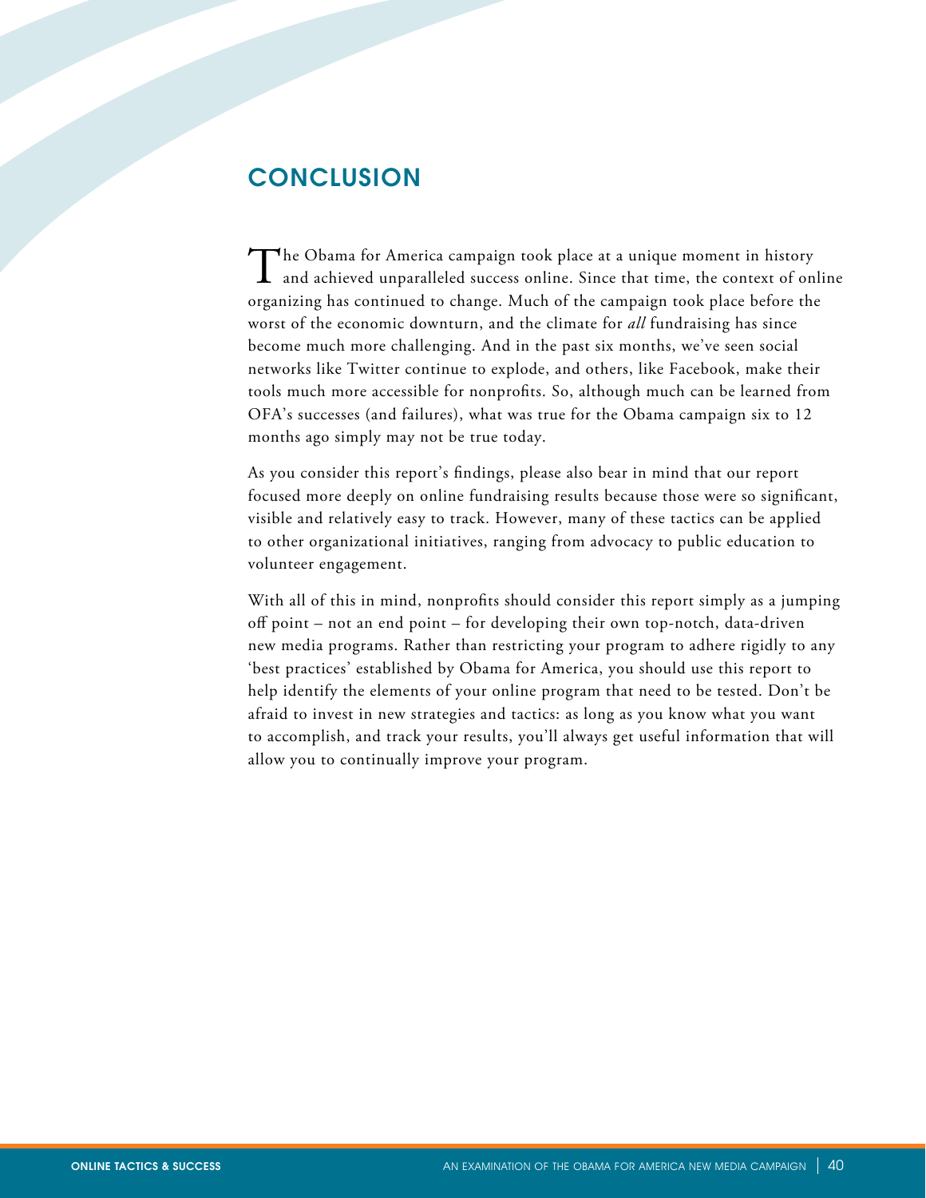## CONCLUSION

The Obama for America campaign took place at a unique moment in history and achieved unparalleled success online. Since that time, the context of online organizing has continued to change. Much of the campaign took place before the worst of the economic downturn, and the climate for *all* fundraising has since become much more challenging. And in the past six months, we've seen social networks like Twitter continue to explode, and others, like Facebook, make their tools much more accessible for nonprofits. So, although much can be learned from OFA's successes (and failures), what was true for the Obama campaign six to 12 months ago simply may not be true today.

As you consider this report's findings, please also bear in mind that our report focused more deeply on online fundraising results because those were so significant, visible and relatively easy to track. However, many of these tactics can be applied to other organizational initiatives, ranging from advocacy to public education to volunteer engagement.

With all of this in mind, nonprofits should consider this report simply as a jumping off point – not an end point – for developing their own top-notch, data-driven new media programs. Rather than restricting your program to adhere rigidly to any 'best practices' established by Obama for America, you should use this report to help identify the elements of your online program that need to be tested. Don't be afraid to invest in new strategies and tactics: as long as you know what you want to accomplish, and track your results, you'll always get useful information that will allow you to continually improve your program.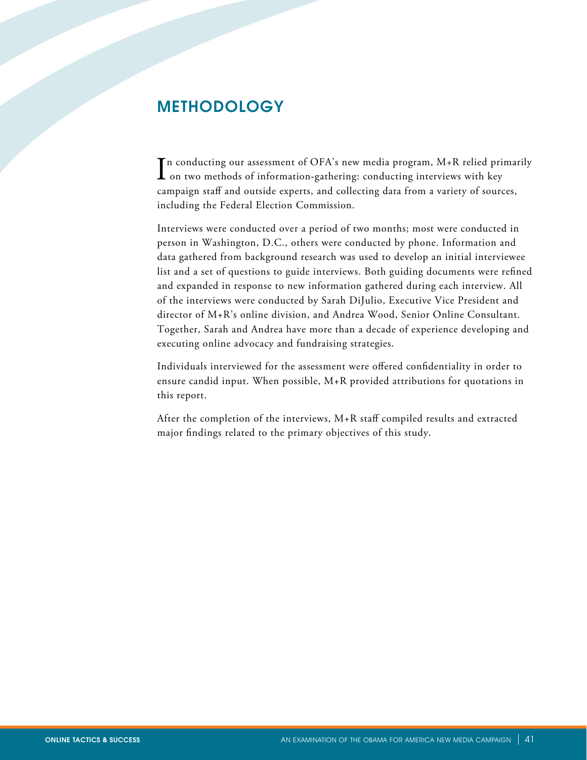## METHODOLOGY

In conducting our assessment of OFA's new media program, M+R relied primarily on two methods of information-gathering: conducting interviews with key campaign staff and outside experts, and collecting data from a variety of sources, including the Federal Election Commission.

Interviews were conducted over a period of two months; most were conducted in person in Washington, D.C., others were conducted by phone. Information and data gathered from background research was used to develop an initial interviewee list and a set of questions to guide interviews. Both guiding documents were refined and expanded in response to new information gathered during each interview. All of the interviews were conducted by Sarah DiJulio, Executive Vice President and director of M+R's online division, and Andrea Wood, Senior Online Consultant. Together, Sarah and Andrea have more than a decade of experience developing and executing online advocacy and fundraising strategies.

Individuals interviewed for the assessment were offered confidentiality in order to ensure candid input. When possible, M+R provided attributions for quotations in this report.

After the completion of the interviews, M+R staff compiled results and extracted major findings related to the primary objectives of this study.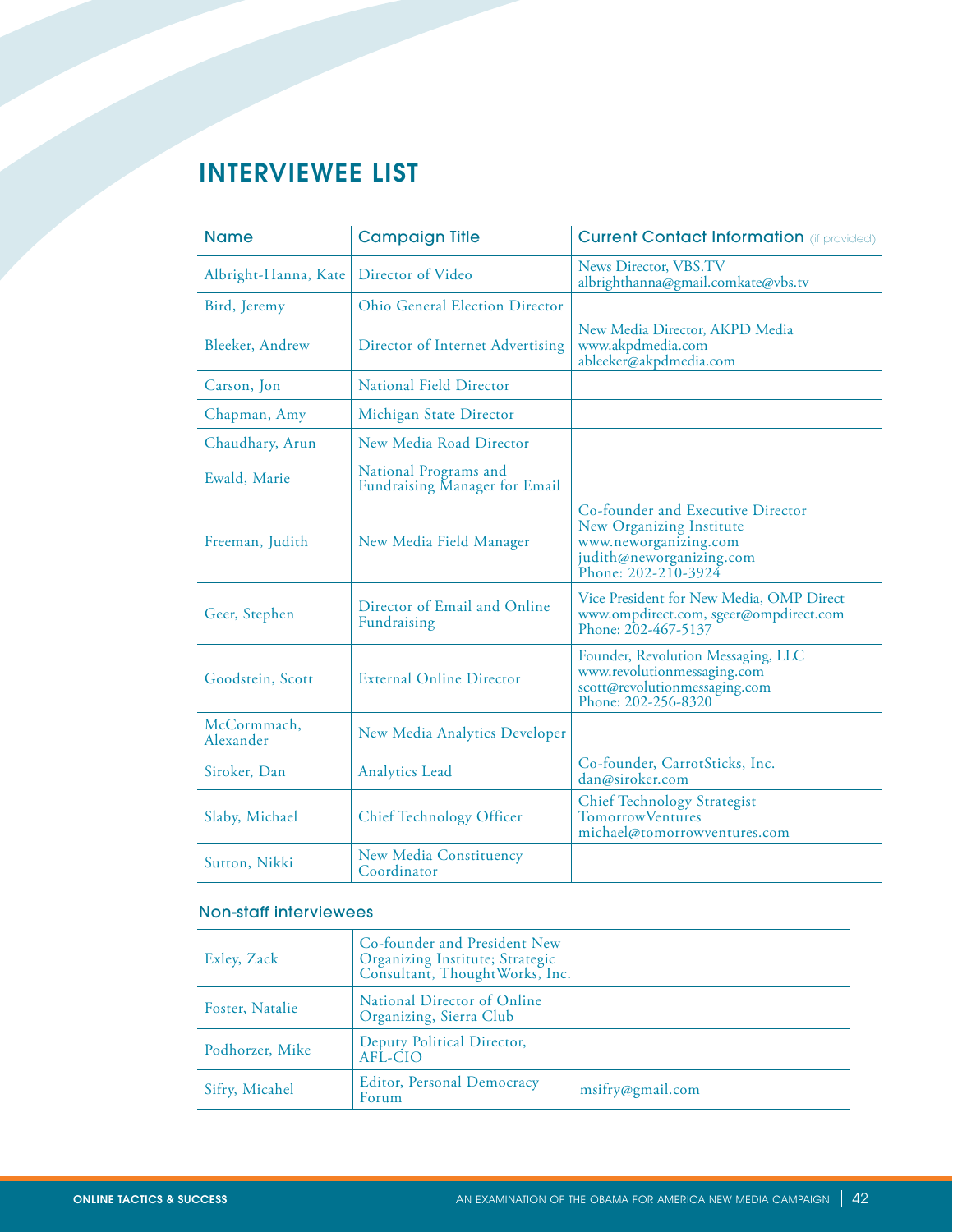## INTERVIEWEE LIST

| Name | Campaign Title | Current Contact Information (if provided) |
|---|---|---|
| Albright-Hanna, Kate | Director of Video | News Director, VBS.TV albrighthanna@gmail.comkate@vbs.tv |
| Bird, Jeremy | Ohio General Election Director | |
| Bleeker, Andrew | Director of Internet Advertising | New Media Director, AKPD Media www.akpdmedia.com ableeker@akpdmedia.com |
| Carson, Jon | National Field Director | |
| Chapman, Amy | Michigan State Director | |
| Chaudhary, Arun | New Media Road Director | |
| Ewald, Marie | National Programs and Fundraising Manager for Email | |
| Freeman, Judith | New Media Field Manager | Co-founder and Executive Director New Organizing Institute www.neworganizing.com judith@neworganizing.com Phone: 202-210-3924 |
| Geer, Stephen | Director of Email and Online Fundraising | Vice President for New Media, OMP Direct www.ompdirect.com, sgeer@ompdirect.com Phone: 202-467-5137 |
| Goodstein, Scott | External Online Director | Founder, Revolution Messaging, LLC www.revolutionmessaging.com scott@revolutionmessaging.com Phone: 202-256-8320 |
| McCormmach, Alexander | New Media Analytics Developer | |
| Siroker, Dan | Analytics Lead | Co-founder, CarrotSticks, Inc. dan@siroker.com |
| Slaby, Michael | Chief Technology Officer | Chief Technology Strategist TomorrowVentures michael@tomorrowventures.com |
| Sutton, Nikki | New Media Constituency Coordinator | |

### Non-staff interviewees

| | | |
|---|---|---|
| Exley, Zack | Co-founder and President New Organizing Institute; Strategic Consultant, ThoughtWorks, Inc. | |
| Foster, Natalie | National Director of Online Organizing, Sierra Club | |
| Podhorzer, Mike | Deputy Political Director, AFL-CIO | |
| Sifry, Micahel | Editor, Personal Democracy Forum | msifry@gmail.com |